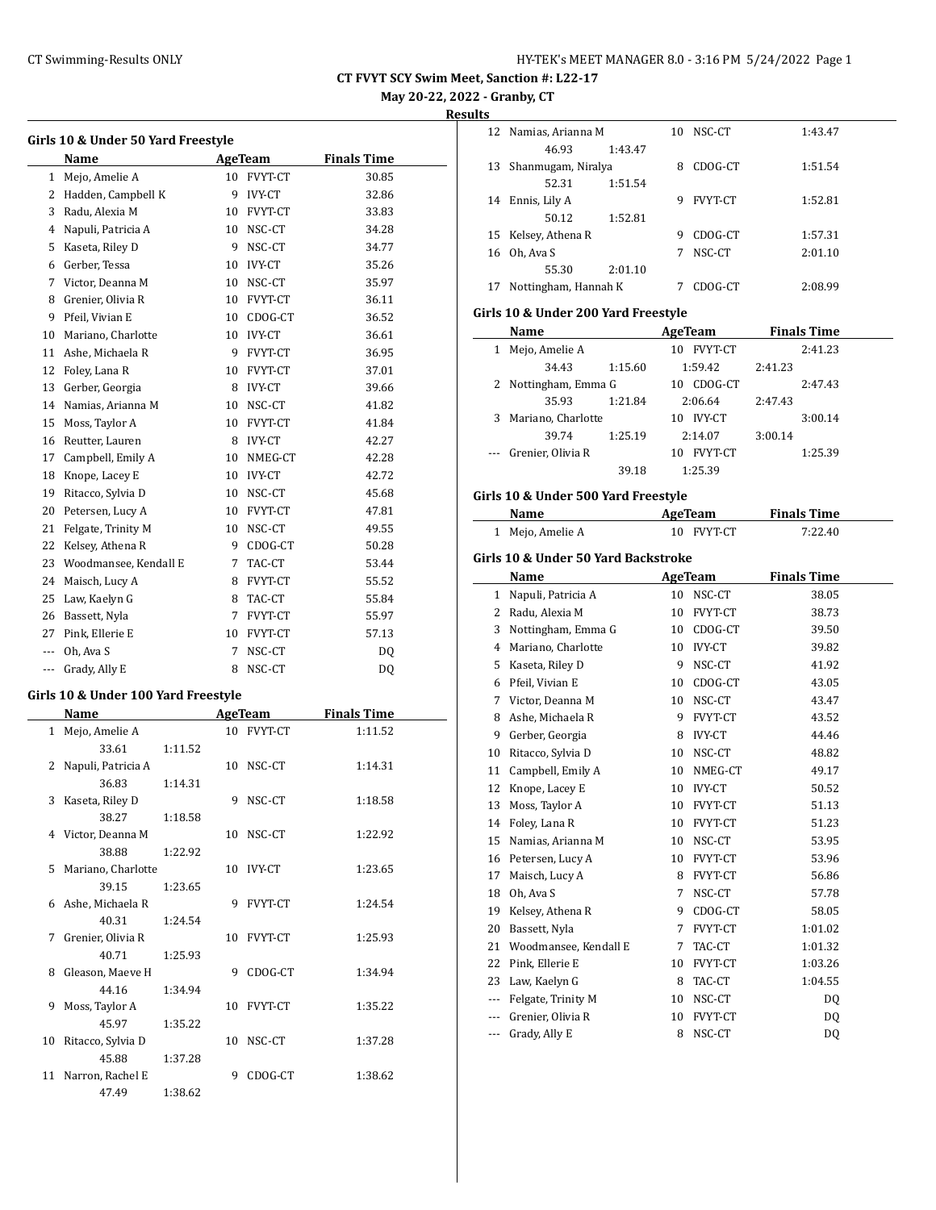CT FVYT SCY Swim Meet, Sanction #: L22-17

May 20-22, 2022 - Granby, CT

**Results**

### Girls 10 & Under 50 Yard Freestyle

| | Name | Age | Team | Finals Time |
|---|---|---|---|---|
| 1 | Mejo, Amelie A | 10 | FVYT-CT | 30.85 |
| 2 | Hadden, Campbell K | 9 | IVY-CT | 32.86 |
| 3 | Radu, Alexia M | 10 | FVYT-CT | 33.83 |
| 4 | Napuli, Patricia A | 10 | NSC-CT | 34.28 |
| 5 | Kaseta, Riley D | 9 | NSC-CT | 34.77 |
| 6 | Gerber, Tessa | 10 | IVY-CT | 35.26 |
| 7 | Victor, Deanna M | 10 | NSC-CT | 35.97 |
| 8 | Grenier, Olivia R | 10 | FVYT-CT | 36.11 |
| 9 | Pfeil, Vivian E | 10 | CDOG-CT | 36.52 |
| 10 | Mariano, Charlotte | 10 | IVY-CT | 36.61 |
| 11 | Ashe, Michaela R | 9 | FVYT-CT | 36.95 |
| 12 | Foley, Lana R | 10 | FVYT-CT | 37.01 |
| 13 | Gerber, Georgia | 8 | IVY-CT | 39.66 |
| 14 | Namias, Arianna M | 10 | NSC-CT | 41.82 |
| 15 | Moss, Taylor A | 10 | FVYT-CT | 41.84 |
| 16 | Reutter, Lauren | 8 | IVY-CT | 42.27 |
| 17 | Campbell, Emily A | 10 | NMEG-CT | 42.28 |
| 18 | Knope, Lacey E | 10 | IVY-CT | 42.72 |
| 19 | Ritacco, Sylvia D | 10 | NSC-CT | 45.68 |
| 20 | Petersen, Lucy A | 10 | FVYT-CT | 47.81 |
| 21 | Felgate, Trinity M | 10 | NSC-CT | 49.55 |
| 22 | Kelsey, Athena R | 9 | CDOG-CT | 50.28 |
| 23 | Woodmansee, Kendall E | 7 | TAC-CT | 53.44 |
| 24 | Maisch, Lucy A | 8 | FVYT-CT | 55.52 |
| 25 | Law, Kaelyn G | 8 | TAC-CT | 55.84 |
| 26 | Bassett, Nyla | 7 | FVYT-CT | 55.97 |
| 27 | Pink, Ellerie E | 10 | FVYT-CT | 57.13 |
| --- | Oh, Ava S | 7 | NSC-CT | DQ |
| --- | Grady, Ally E | 8 | NSC-CT | DQ |

### Girls 10 & Under 100 Yard Freestyle

| | Name | Age | Team | Finals Time |
|---|---|---|---|---|
| 1 | Mejo, Amelie A | 10 | FVYT-CT | 1:11.52 |
| | 33.61 1:11.52 | | | |
| 2 | Napuli, Patricia A | 10 | NSC-CT | 1:14.31 |
| | 36.83 1:14.31 | | | |
| 3 | Kaseta, Riley D | 9 | NSC-CT | 1:18.58 |
| | 38.27 1:18.58 | | | |
| 4 | Victor, Deanna M | 10 | NSC-CT | 1:22.92 |
| | 38.88 1:22.92 | | | |
| 5 | Mariano, Charlotte | 10 | IVY-CT | 1:23.65 |
| | 39.15 1:23.65 | | | |
| 6 | Ashe, Michaela R | 9 | FVYT-CT | 1:24.54 |
| | 40.31 1:24.54 | | | |
| 7 | Grenier, Olivia R | 10 | FVYT-CT | 1:25.93 |
| | 40.71 1:25.93 | | | |
| 8 | Gleason, Maeve H | 9 | CDOG-CT | 1:34.94 |
| | 44.16 1:34.94 | | | |
| 9 | Moss, Taylor A | 10 | FVYT-CT | 1:35.22 |
| | 45.97 1:35.22 | | | |
| 10 | Ritacco, Sylvia D | 10 | NSC-CT | 1:37.28 |
| | 45.88 1:37.28 | | | |
| 11 | Narron, Rachel E | 9 | CDOG-CT | 1:38.62 |
| | 47.49 1:38.62 | | | |
| 12 | Namias, Arianna M | 10 | NSC-CT | 1:43.47 |
| | 46.93 1:43.47 | | | |
| 13 | Shanmugam, Niralya | 8 | CDOG-CT | 1:51.54 |
| | 52.31 1:51.54 | | | |
| 14 | Ennis, Lily A | 9 | FVYT-CT | 1:52.81 |
| | 50.12 1:52.81 | | | |
| 15 | Kelsey, Athena R | 9 | CDOG-CT | 1:57.31 |
| 16 | Oh, Ava S | 7 | NSC-CT | 2:01.10 |
| | 55.30 2:01.10 | | | |
| 17 | Nottingham, Hannah K | 7 | CDOG-CT | 2:08.99 |

### Girls 10 & Under 200 Yard Freestyle

| | Name | Age | Team | Finals Time |
|---|---|---|---|---|
| 1 | Mejo, Amelie A | 10 | FVYT-CT | 2:41.23 |
| | 34.43 1:15.60 1:59.42 2:41.23 | | | |
| 2 | Nottingham, Emma G | 10 | CDOG-CT | 2:47.43 |
| | 35.93 1:21.84 2:06.64 2:47.43 | | | |
| 3 | Mariano, Charlotte | 10 | IVY-CT | 3:00.14 |
| | 39.74 1:25.19 2:14.07 3:00.14 | | | |
| --- | Grenier, Olivia R | 10 | FVYT-CT | 1:25.39 |
| | 39.18 1:25.39 | | | |

### Girls 10 & Under 500 Yard Freestyle

| | Name | Age | Team | Finals Time |
|---|---|---|---|---|
| 1 | Mejo, Amelie A | 10 | FVYT-CT | 7:22.40 |

### Girls 10 & Under 50 Yard Backstroke

| | Name | Age | Team | Finals Time |
|---|---|---|---|---|
| 1 | Napuli, Patricia A | 10 | NSC-CT | 38.05 |
| 2 | Radu, Alexia M | 10 | FVYT-CT | 38.73 |
| 3 | Nottingham, Emma G | 10 | CDOG-CT | 39.50 |
| 4 | Mariano, Charlotte | 10 | IVY-CT | 39.82 |
| 5 | Kaseta, Riley D | 9 | NSC-CT | 41.92 |
| 6 | Pfeil, Vivian E | 10 | CDOG-CT | 43.05 |
| 7 | Victor, Deanna M | 10 | NSC-CT | 43.47 |
| 8 | Ashe, Michaela R | 9 | FVYT-CT | 43.52 |
| 9 | Gerber, Georgia | 8 | IVY-CT | 44.46 |
| 10 | Ritacco, Sylvia D | 10 | NSC-CT | 48.82 |
| 11 | Campbell, Emily A | 10 | NMEG-CT | 49.17 |
| 12 | Knope, Lacey E | 10 | IVY-CT | 50.52 |
| 13 | Moss, Taylor A | 10 | FVYT-CT | 51.13 |
| 14 | Foley, Lana R | 10 | FVYT-CT | 51.23 |
| 15 | Namias, Arianna M | 10 | NSC-CT | 53.95 |
| 16 | Petersen, Lucy A | 10 | FVYT-CT | 53.96 |
| 17 | Maisch, Lucy A | 8 | FVYT-CT | 56.86 |
| 18 | Oh, Ava S | 7 | NSC-CT | 57.78 |
| 19 | Kelsey, Athena R | 9 | CDOG-CT | 58.05 |
| 20 | Bassett, Nyla | 7 | FVYT-CT | 1:01.02 |
| 21 | Woodmansee, Kendall E | 7 | TAC-CT | 1:01.32 |
| 22 | Pink, Ellerie E | 10 | FVYT-CT | 1:03.26 |
| 23 | Law, Kaelyn G | 8 | TAC-CT | 1:04.55 |
| --- | Felgate, Trinity M | 10 | NSC-CT | DQ |
| --- | Grenier, Olivia R | 10 | FVYT-CT | DQ |
| --- | Grady, Ally E | 8 | NSC-CT | DQ |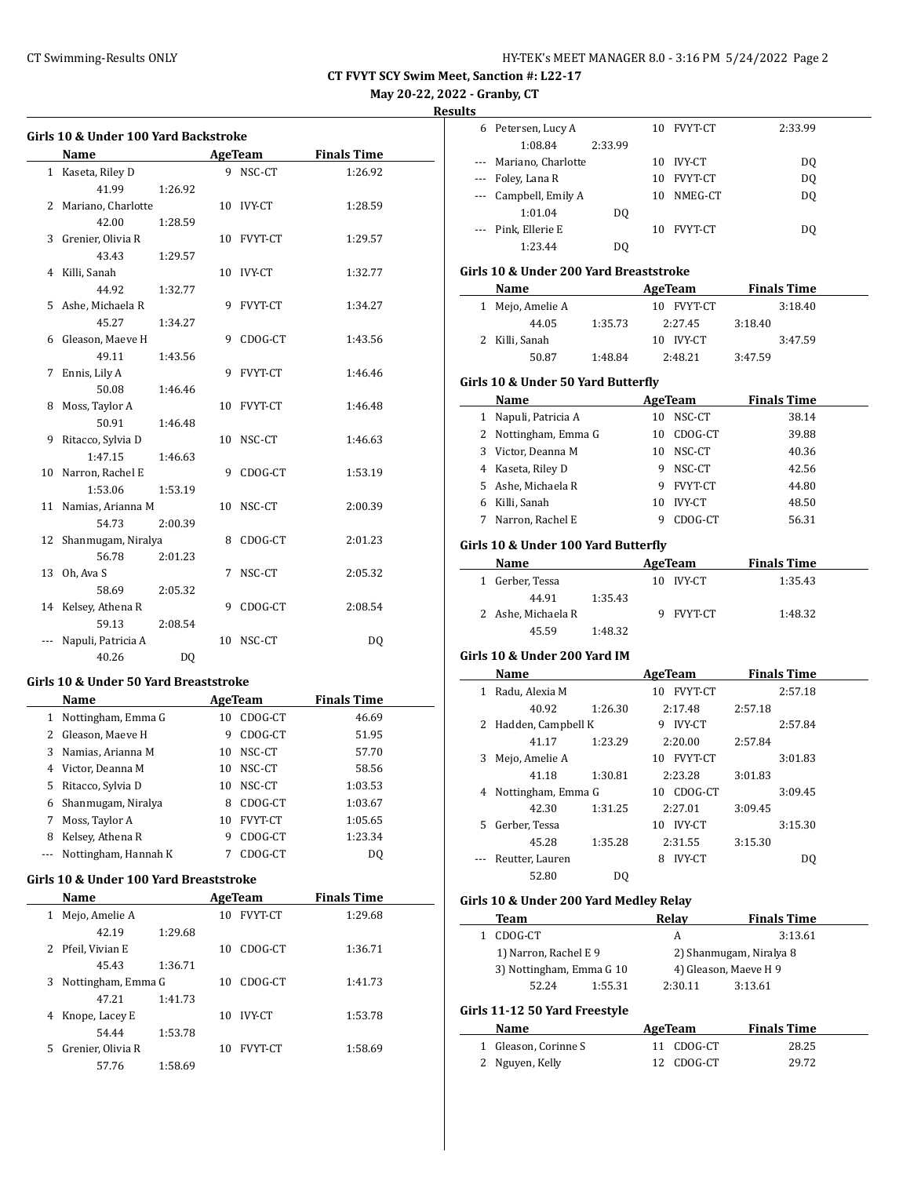CT FVYT SCY Swim Meet, Sanction #: L22-17

May 20-22, 2022 - Granby, CT

**Results**

### Girls 10 & Under 100 Yard Backstroke

| | Name | Age | Team | Finals Time |
|---|---|---|---|---|
| 1 | Kaseta, Riley D | 9 | NSC-CT | 1:26.92 |
| | 41.99 | 1:26.92 | | |
| 2 | Mariano, Charlotte | 10 | IVY-CT | 1:28.59 |
| | 42.00 | 1:28.59 | | |
| 3 | Grenier, Olivia R | 10 | FVYT-CT | 1:29.57 |
| | 43.43 | 1:29.57 | | |
| 4 | Killi, Sanah | 10 | IVY-CT | 1:32.77 |
| | 44.92 | 1:32.77 | | |
| 5 | Ashe, Michaela R | 9 | FVYT-CT | 1:34.27 |
| | 45.27 | 1:34.27 | | |
| 6 | Gleason, Maeve H | 9 | CDOG-CT | 1:43.56 |
| | 49.11 | 1:43.56 | | |
| 7 | Ennis, Lily A | 9 | FVYT-CT | 1:46.46 |
| | 50.08 | 1:46.46 | | |
| 8 | Moss, Taylor A | 10 | FVYT-CT | 1:46.48 |
| | 50.91 | 1:46.48 | | |
| 9 | Ritacco, Sylvia D | 10 | NSC-CT | 1:46.63 |
| | 1:47.15 | 1:46.63 | | |
| 10 | Narron, Rachel E | 9 | CDOG-CT | 1:53.19 |
| | 1:53.06 | 1:53.19 | | |
| 11 | Namias, Arianna M | 10 | NSC-CT | 2:00.39 |
| | 54.73 | 2:00.39 | | |
| 12 | Shanmugam, Niralya | 8 | CDOG-CT | 2:01.23 |
| | 56.78 | 2:01.23 | | |
| 13 | Oh, Ava S | 7 | NSC-CT | 2:05.32 |
| | 58.69 | 2:05.32 | | |
| 14 | Kelsey, Athena R | 9 | CDOG-CT | 2:08.54 |
| | 59.13 | 2:08.54 | | |
| --- | Napuli, Patricia A | 10 | NSC-CT | DQ |
| | 40.26 | DQ | | |

### Girls 10 & Under 50 Yard Breaststroke

| | Name | Age | Team | Finals Time |
|---|---|---|---|---|
| 1 | Nottingham, Emma G | 10 | CDOG-CT | 46.69 |
| 2 | Gleason, Maeve H | 9 | CDOG-CT | 51.95 |
| 3 | Namias, Arianna M | 10 | NSC-CT | 57.70 |
| 4 | Victor, Deanna M | 10 | NSC-CT | 58.56 |
| 5 | Ritacco, Sylvia D | 10 | NSC-CT | 1:03.53 |
| 6 | Shanmugam, Niralya | 8 | CDOG-CT | 1:03.67 |
| 7 | Moss, Taylor A | 10 | FVYT-CT | 1:05.65 |
| 8 | Kelsey, Athena R | 9 | CDOG-CT | 1:23.34 |
| --- | Nottingham, Hannah K | 7 | CDOG-CT | DQ |

### Girls 10 & Under 100 Yard Breaststroke

| | Name | Age | Team | Finals Time |
|---|---|---|---|---|
| 1 | Mejo, Amelie A | 10 | FVYT-CT | 1:29.68 |
| | 42.19 | 1:29.68 | | |
| 2 | Pfeil, Vivian E | 10 | CDOG-CT | 1:36.71 |
| | 45.43 | 1:36.71 | | |
| 3 | Nottingham, Emma G | 10 | CDOG-CT | 1:41.73 |
| | 47.21 | 1:41.73 | | |
| 4 | Knope, Lacey E | 10 | IVY-CT | 1:53.78 |
| | 54.44 | 1:53.78 | | |
| 5 | Grenier, Olivia R | 10 | FVYT-CT | 1:58.69 |
| | 57.76 | 1:58.69 | | |
| 6 | Petersen, Lucy A | 10 | FVYT-CT | 2:33.99 |
| | 1:08.84 | 2:33.99 | | |
| --- | Mariano, Charlotte | 10 | IVY-CT | DQ |
| --- | Foley, Lana R | 10 | FVYT-CT | DQ |
| --- | Campbell, Emily A | 10 | NMEG-CT | DQ |
| | 1:01.04 | DQ | | |
| --- | Pink, Ellerie E | 10 | FVYT-CT | DQ |
| | 1:23.44 | DQ | | |

### Girls 10 & Under 200 Yard Breaststroke

| | Name | Age | Team | Finals Time |
|---|---|---|---|---|
| 1 | Mejo, Amelie A | 10 | FVYT-CT | 3:18.40 |
| | 44.05 | 1:35.73 | 2:27.45 | 3:18.40 |
| 2 | Killi, Sanah | 10 | IVY-CT | 3:47.59 |
| | 50.87 | 1:48.84 | 2:48.21 | 3:47.59 |

### Girls 10 & Under 50 Yard Butterfly

| | Name | Age | Team | Finals Time |
|---|---|---|---|---|
| 1 | Napuli, Patricia A | 10 | NSC-CT | 38.14 |
| 2 | Nottingham, Emma G | 10 | CDOG-CT | 39.88 |
| 3 | Victor, Deanna M | 10 | NSC-CT | 40.36 |
| 4 | Kaseta, Riley D | 9 | NSC-CT | 42.56 |
| 5 | Ashe, Michaela R | 9 | FVYT-CT | 44.80 |
| 6 | Killi, Sanah | 10 | IVY-CT | 48.50 |
| 7 | Narron, Rachel E | 9 | CDOG-CT | 56.31 |

### Girls 10 & Under 100 Yard Butterfly

| | Name | Age | Team | Finals Time |
|---|---|---|---|---|
| 1 | Gerber, Tessa | 10 | IVY-CT | 1:35.43 |
| | 44.91 | 1:35.43 | | |
| 2 | Ashe, Michaela R | 9 | FVYT-CT | 1:48.32 |
| | 45.59 | 1:48.32 | | |

### Girls 10 & Under 200 Yard IM

| | Name | Age | Team | Finals Time |
|---|---|---|---|---|
| 1 | Radu, Alexia M | 10 | FVYT-CT | 2:57.18 |
| | 40.92 | 1:26.30 | 2:17.48 | 2:57.18 |
| 2 | Hadden, Campbell K | 9 | IVY-CT | 2:57.84 |
| | 41.17 | 1:23.29 | 2:20.00 | 2:57.84 |
| 3 | Mejo, Amelie A | 10 | FVYT-CT | 3:01.83 |
| | 41.18 | 1:30.81 | 2:23.28 | 3:01.83 |
| 4 | Nottingham, Emma G | 10 | CDOG-CT | 3:09.45 |
| | 42.30 | 1:31.25 | 2:27.01 | 3:09.45 |
| 5 | Gerber, Tessa | 10 | IVY-CT | 3:15.30 |
| | 45.28 | 1:35.28 | 2:31.55 | 3:15.30 |
| --- | Reutter, Lauren | 8 | IVY-CT | DQ |
| | 52.80 | DQ | | |

### Girls 10 & Under 200 Yard Medley Relay

| | Team | Relay | Finals Time |
|---|---|---|---|
| 1 | CDOG-CT | A | 3:13.61 |
| | 1) Narron, Rachel E 9 | 2) Shanmugam, Niralya 8 | |
| | 3) Nottingham, Emma G 10 | 4) Gleason, Maeve H 9 | |
| | 52.24 1:55.31 | 2:30.11 | 3:13.61 |

### Girls 11-12 50 Yard Freestyle

| | Name | Age | Team | Finals Time |
|---|---|---|---|---|
| 1 | Gleason, Corinne S | 11 | CDOG-CT | 28.25 |
| 2 | Nguyen, Kelly | 12 | CDOG-CT | 29.72 |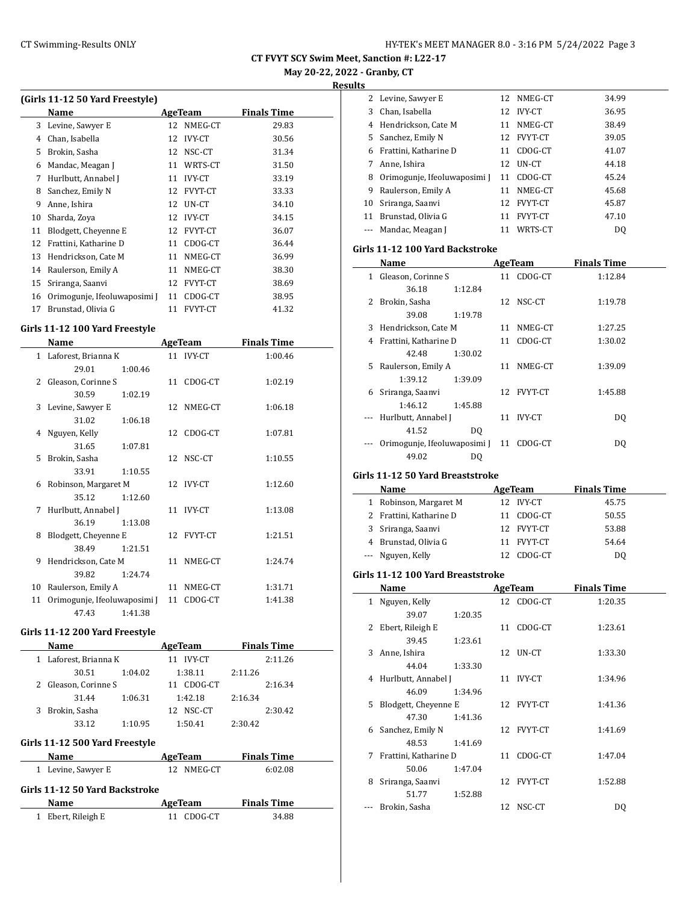**CT FVYT SCY Swim Meet, Sanction #: L22-17**

**May 20-22, 2022 - Granby, CT**

**Results**

### (Girls 11-12 50 Yard Freestyle)

| | Name | Age | Team | Finals Time |
|---|---|---|---|---|
| 3 | Levine, Sawyer E | 12 | NMEG-CT | 29.83 |
| 4 | Chan, Isabella | 12 | IVY-CT | 30.56 |
| 5 | Brokin, Sasha | 12 | NSC-CT | 31.34 |
| 6 | Mandac, Meagan J | 11 | WRTS-CT | 31.50 |
| 7 | Hurlbutt, Annabel J | 11 | IVY-CT | 33.19 |
| 8 | Sanchez, Emily N | 12 | FVYT-CT | 33.33 |
| 9 | Anne, Ishira | 12 | UN-CT | 34.10 |
| 10 | Sharda, Zoya | 12 | IVY-CT | 34.15 |
| 11 | Blodgett, Cheyenne E | 12 | FVYT-CT | 36.07 |
| 12 | Frattini, Katharine D | 11 | CDOG-CT | 36.44 |
| 13 | Hendrickson, Cate M | 11 | NMEG-CT | 36.99 |
| 14 | Raulerson, Emily A | 11 | NMEG-CT | 38.30 |
| 15 | Sriranga, Saanvi | 12 | FVYT-CT | 38.69 |
| 16 | Orimogunje, Ifeoluwaposimi J | 11 | CDOG-CT | 38.95 |
| 17 | Brunstad, Olivia G | 11 | FVYT-CT | 41.32 |

### Girls 11-12 100 Yard Freestyle

| | Name | Age | Team | Finals Time |
|---|---|---|---|---|
| 1 | Laforest, Brianna K | 11 | IVY-CT | 1:00.46 |
| | 29.01 1:00.46 | | | |
| 2 | Gleason, Corinne S | 11 | CDOG-CT | 1:02.19 |
| | 30.59 1:02.19 | | | |
| 3 | Levine, Sawyer E | 12 | NMEG-CT | 1:06.18 |
| | 31.02 1:06.18 | | | |
| 4 | Nguyen, Kelly | 12 | CDOG-CT | 1:07.81 |
| | 31.65 1:07.81 | | | |
| 5 | Brokin, Sasha | 12 | NSC-CT | 1:10.55 |
| | 33.91 1:10.55 | | | |
| 6 | Robinson, Margaret M | 12 | IVY-CT | 1:12.60 |
| | 35.12 1:12.60 | | | |
| 7 | Hurlbutt, Annabel J | 11 | IVY-CT | 1:13.08 |
| | 36.19 1:13.08 | | | |
| 8 | Blodgett, Cheyenne E | 12 | FVYT-CT | 1:21.51 |
| | 38.49 1:21.51 | | | |
| 9 | Hendrickson, Cate M | 11 | NMEG-CT | 1:24.74 |
| | 39.82 1:24.74 | | | |
| 10 | Raulerson, Emily A | 11 | NMEG-CT | 1:31.71 |
| 11 | Orimogunje, Ifeoluwaposimi J | 11 | CDOG-CT | 1:41.38 |
| | 47.43 1:41.38 | | | |

### Girls 11-12 200 Yard Freestyle

| | Name | Age | Team | Finals Time |
|---|---|---|---|---|
| 1 | Laforest, Brianna K | 11 | IVY-CT | 2:11.26 |
| | 30.51 1:04.02 1:38.11 2:11.26 | | | |
| 2 | Gleason, Corinne S | 11 | CDOG-CT | 2:16.34 |
| | 31.44 1:06.31 1:42.18 2:16.34 | | | |
| 3 | Brokin, Sasha | 12 | NSC-CT | 2:30.42 |
| | 33.12 1:10.95 1:50.41 2:30.42 | | | |

### Girls 11-12 500 Yard Freestyle

| | Name | Age | Team | Finals Time |
|---|---|---|---|---|
| 1 | Levine, Sawyer E | 12 | NMEG-CT | 6:02.08 |

### Girls 11-12 50 Yard Backstroke

| | Name | Age | Team | Finals Time |
|---|---|---|---|---|
| 1 | Ebert, Rileigh E | 11 | CDOG-CT | 34.88 |
| 2 | Levine, Sawyer E | 12 | NMEG-CT | 34.99 |
| 3 | Chan, Isabella | 12 | IVY-CT | 36.95 |
| 4 | Hendrickson, Cate M | 11 | NMEG-CT | 38.49 |
| 5 | Sanchez, Emily N | 12 | FVYT-CT | 39.05 |
| 6 | Frattini, Katharine D | 11 | CDOG-CT | 41.07 |
| 7 | Anne, Ishira | 12 | UN-CT | 44.18 |
| 8 | Orimogunje, Ifeoluwaposimi J | 11 | CDOG-CT | 45.24 |
| 9 | Raulerson, Emily A | 11 | NMEG-CT | 45.68 |
| 10 | Sriranga, Saanvi | 12 | FVYT-CT | 45.87 |
| 11 | Brunstad, Olivia G | 11 | FVYT-CT | 47.10 |
| --- | Mandac, Meagan J | 11 | WRTS-CT | DQ |

### Girls 11-12 100 Yard Backstroke

| | Name | Age | Team | Finals Time |
|---|---|---|---|---|
| 1 | Gleason, Corinne S | 11 | CDOG-CT | 1:12.84 |
| | 36.18 1:12.84 | | | |
| 2 | Brokin, Sasha | 12 | NSC-CT | 1:19.78 |
| | 39.08 1:19.78 | | | |
| 3 | Hendrickson, Cate M | 11 | NMEG-CT | 1:27.25 |
| 4 | Frattini, Katharine D | 11 | CDOG-CT | 1:30.02 |
| | 42.48 1:30.02 | | | |
| 5 | Raulerson, Emily A | 11 | NMEG-CT | 1:39.09 |
| | 1:39.12 1:39.09 | | | |
| 6 | Sriranga, Saanvi | 12 | FVYT-CT | 1:45.88 |
| | 1:46.12 1:45.88 | | | |
| --- | Hurlbutt, Annabel J | 11 | IVY-CT | DQ |
| | 41.52 DQ | | | |
| --- | Orimogunje, Ifeoluwaposimi J | 11 | CDOG-CT | DQ |
| | 49.02 DQ | | | |

### Girls 11-12 50 Yard Breaststroke

| | Name | Age | Team | Finals Time |
|---|---|---|---|---|
| 1 | Robinson, Margaret M | 12 | IVY-CT | 45.75 |
| 2 | Frattini, Katharine D | 11 | CDOG-CT | 50.55 |
| 3 | Sriranga, Saanvi | 12 | FVYT-CT | 53.88 |
| 4 | Brunstad, Olivia G | 11 | FVYT-CT | 54.64 |
| --- | Nguyen, Kelly | 12 | CDOG-CT | DQ |

### Girls 11-12 100 Yard Breaststroke

| | Name | Age | Team | Finals Time |
|---|---|---|---|---|
| 1 | Nguyen, Kelly | 12 | CDOG-CT | 1:20.35 |
| | 39.07 1:20.35 | | | |
| 2 | Ebert, Rileigh E | 11 | CDOG-CT | 1:23.61 |
| | 39.45 1:23.61 | | | |
| 3 | Anne, Ishira | 12 | UN-CT | 1:33.30 |
| | 44.04 1:33.30 | | | |
| 4 | Hurlbutt, Annabel J | 11 | IVY-CT | 1:34.96 |
| | 46.09 1:34.96 | | | |
| 5 | Blodgett, Cheyenne E | 12 | FVYT-CT | 1:41.36 |
| | 47.30 1:41.36 | | | |
| 6 | Sanchez, Emily N | 12 | FVYT-CT | 1:41.69 |
| | 48.53 1:41.69 | | | |
| 7 | Frattini, Katharine D | 11 | CDOG-CT | 1:47.04 |
| | 50.06 1:47.04 | | | |
| 8 | Sriranga, Saanvi | 12 | FVYT-CT | 1:52.88 |
| | 51.77 1:52.88 | | | |
| --- | Brokin, Sasha | 12 | NSC-CT | DQ |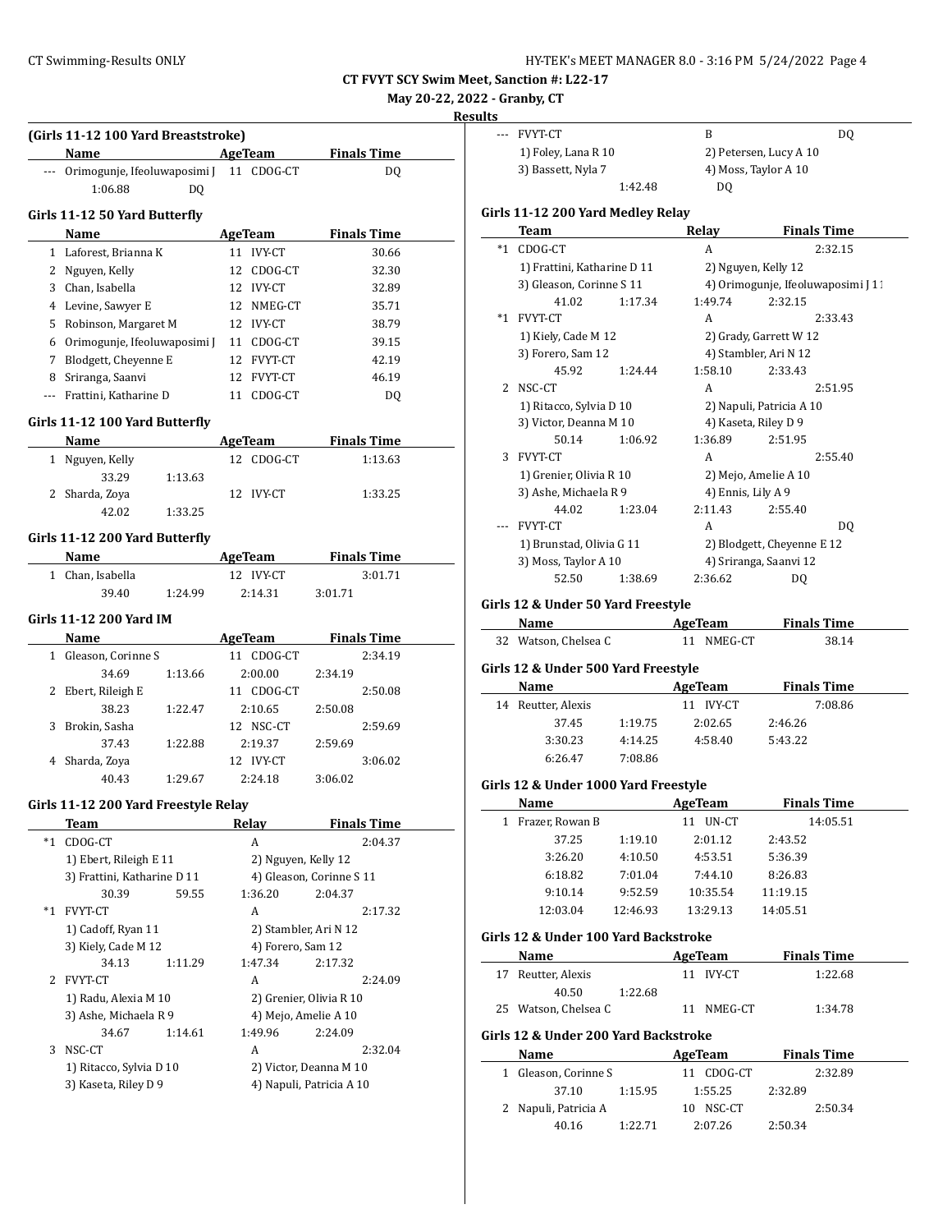CT FVYT SCY Swim Meet, Sanction #: L22-17

May 20-22, 2022 - Granby, CT

Results

### (Girls 11-12 100 Yard Breaststroke)

| | Name | AgeTeam | Finals Time |
|---|---|---|---|
| --- | Orimogunje, Ifeoluwaposimi J | 11 CDOG-CT | DQ |
| | 1:06.88 DQ | | |

### Girls 11-12 50 Yard Butterfly

| | Name | AgeTeam | Finals Time |
|---|---|---|---|
| 1 | Laforest, Brianna K | 11 IVY-CT | 30.66 |
| 2 | Nguyen, Kelly | 12 CDOG-CT | 32.30 |
| 3 | Chan, Isabella | 12 IVY-CT | 32.89 |
| 4 | Levine, Sawyer E | 12 NMEG-CT | 35.71 |
| 5 | Robinson, Margaret M | 12 IVY-CT | 38.79 |
| 6 | Orimogunje, Ifeoluwaposimi J | 11 CDOG-CT | 39.15 |
| 7 | Blodgett, Cheyenne E | 12 FVYT-CT | 42.19 |
| 8 | Sriranga, Saanvi | 12 FVYT-CT | 46.19 |
| --- | Frattini, Katharine D | 11 CDOG-CT | DQ |

### Girls 11-12 100 Yard Butterfly

| | Name | AgeTeam | Finals Time |
|---|---|---|---|
| 1 | Nguyen, Kelly | 12 CDOG-CT | 1:13.63 |
| | 33.29 1:13.63 | | |
| 2 | Sharda, Zoya | 12 IVY-CT | 1:33.25 |
| | 42.02 1:33.25 | | |

### Girls 11-12 200 Yard Butterfly

| | Name | AgeTeam | Finals Time |
|---|---|---|---|
| 1 | Chan, Isabella | 12 IVY-CT | 3:01.71 |
| | 39.40 1:24.99 2:14.31 3:01.71 | | |

### Girls 11-12 200 Yard IM

| | Name | AgeTeam | Finals Time |
|---|---|---|---|
| 1 | Gleason, Corinne S | 11 CDOG-CT | 2:34.19 |
| | 34.69 1:13.66 2:00.00 2:34.19 | | |
| 2 | Ebert, Rileigh E | 11 CDOG-CT | 2:50.08 |
| | 38.23 1:22.47 2:10.65 2:50.08 | | |
| 3 | Brokin, Sasha | 12 NSC-CT | 2:59.69 |
| | 37.43 1:22.88 2:19.37 2:59.69 | | |
| 4 | Sharda, Zoya | 12 IVY-CT | 3:06.02 |
| | 40.43 1:29.67 2:24.18 3:06.02 | | |

### Girls 11-12 200 Yard Freestyle Relay

| | Team | Relay | Finals Time |
|---|---|---|---|
| *1 | CDOG-CT | A | 2:04.37 |
| | 1) Ebert, Rileigh E 11 | 2) Nguyen, Kelly 12 | |
| | 3) Frattini, Katharine D 11 | 4) Gleason, Corinne S 11 | |
| | 30.39 59.55 1:36.20 2:04.37 | | |
| *1 | FVYT-CT | A | 2:17.32 |
| | 1) Cadoff, Ryan 11 | 2) Stambler, Ari N 12 | |
| | 3) Kiely, Cade M 12 | 4) Forero, Sam 12 | |
| | 34.13 1:11.29 1:47.34 2:17.32 | | |
| 2 | FVYT-CT | A | 2:24.09 |
| | 1) Radu, Alexia M 10 | 2) Grenier, Olivia R 10 | |
| | 3) Ashe, Michaela R 9 | 4) Mejo, Amelie A 10 | |
| | 34.67 1:14.61 1:49.96 2:24.09 | | |
| 3 | NSC-CT | A | 2:32.04 |
| | 1) Ritacco, Sylvia D 10 | 2) Victor, Deanna M 10 | |
| | 3) Kaseta, Riley D 9 | 4) Napuli, Patricia A 10 | |
| --- | FVYT-CT | B | DQ |
| | 1) Foley, Lana R 10 | 2) Petersen, Lucy A 10 | |
| | 3) Bassett, Nyla 7 | 4) Moss, Taylor A 10 | |
| | 1:42.48 DQ | | |

### Girls 11-12 200 Yard Medley Relay

| | Team | Relay | Finals Time |
|---|---|---|---|
| *1 | CDOG-CT | A | 2:32.15 |
| | 1) Frattini, Katharine D 11 | 2) Nguyen, Kelly 12 | |
| | 3) Gleason, Corinne S 11 | 4) Orimogunje, Ifeoluwaposimi J 11 | |
| | 41.02 1:17.34 1:49.74 2:32.15 | | |
| *1 | FVYT-CT | A | 2:33.43 |
| | 1) Kiely, Cade M 12 | 2) Grady, Garrett W 12 | |
| | 3) Forero, Sam 12 | 4) Stambler, Ari N 12 | |
| | 45.92 1:24.44 1:58.10 2:33.43 | | |
| 2 | NSC-CT | A | 2:51.95 |
| | 1) Ritacco, Sylvia D 10 | 2) Napuli, Patricia A 10 | |
| | 3) Victor, Deanna M 10 | 4) Kaseta, Riley D 9 | |
| | 50.14 1:06.92 1:36.89 2:51.95 | | |
| 3 | FVYT-CT | A | 2:55.40 |
| | 1) Grenier, Olivia R 10 | 2) Mejo, Amelie A 10 | |
| | 3) Ashe, Michaela R 9 | 4) Ennis, Lily A 9 | |
| | 44.02 1:23.04 2:11.43 2:55.40 | | |
| --- | FVYT-CT | A | DQ |
| | 1) Brunstad, Olivia G 11 | 2) Blodgett, Cheyenne E 12 | |
| | 3) Moss, Taylor A 10 | 4) Sriranga, Saanvi 12 | |
| | 52.50 1:38.69 2:36.62 DQ | | |

### Girls 12 & Under 50 Yard Freestyle

| | Name | AgeTeam | Finals Time |
|---|---|---|---|
| 32 | Watson, Chelsea C | 11 NMEG-CT | 38.14 |

### Girls 12 & Under 500 Yard Freestyle

| | Name | AgeTeam | Finals Time |
|---|---|---|---|
| 14 | Reutter, Alexis | 11 IVY-CT | 7:08.86 |
| | 37.45 1:19.75 2:02.65 2:46.26 | | |
| | 3:30.23 4:14.25 4:58.40 5:43.22 | | |
| | 6:26.47 7:08.86 | | |

### Girls 12 & Under 1000 Yard Freestyle

| | Name | AgeTeam | Finals Time |
|---|---|---|---|
| 1 | Frazer, Rowan B | 11 UN-CT | 14:05.51 |
| | 37.25 1:19.10 2:01.12 2:43.52 | | |
| | 3:26.20 4:10.50 4:53.51 5:36.39 | | |
| | 6:18.82 7:01.04 7:44.10 8:26.83 | | |
| | 9:10.14 9:52.59 10:35.54 11:19.15 | | |
| | 12:03.04 12:46.93 13:29.13 14:05.51 | | |

### Girls 12 & Under 100 Yard Backstroke

| | Name | AgeTeam | Finals Time |
|---|---|---|---|
| 17 | Reutter, Alexis | 11 IVY-CT | 1:22.68 |
| | 40.50 1:22.68 | | |
| 25 | Watson, Chelsea C | 11 NMEG-CT | 1:34.78 |

### Girls 12 & Under 200 Yard Backstroke

| | Name | AgeTeam | Finals Time |
|---|---|---|---|
| 1 | Gleason, Corinne S | 11 CDOG-CT | 2:32.89 |
| | 37.10 1:15.95 1:55.25 2:32.89 | | |
| 2 | Napuli, Patricia A | 10 NSC-CT | 2:50.34 |
| | 40.16 1:22.71 2:07.26 2:50.34 | | |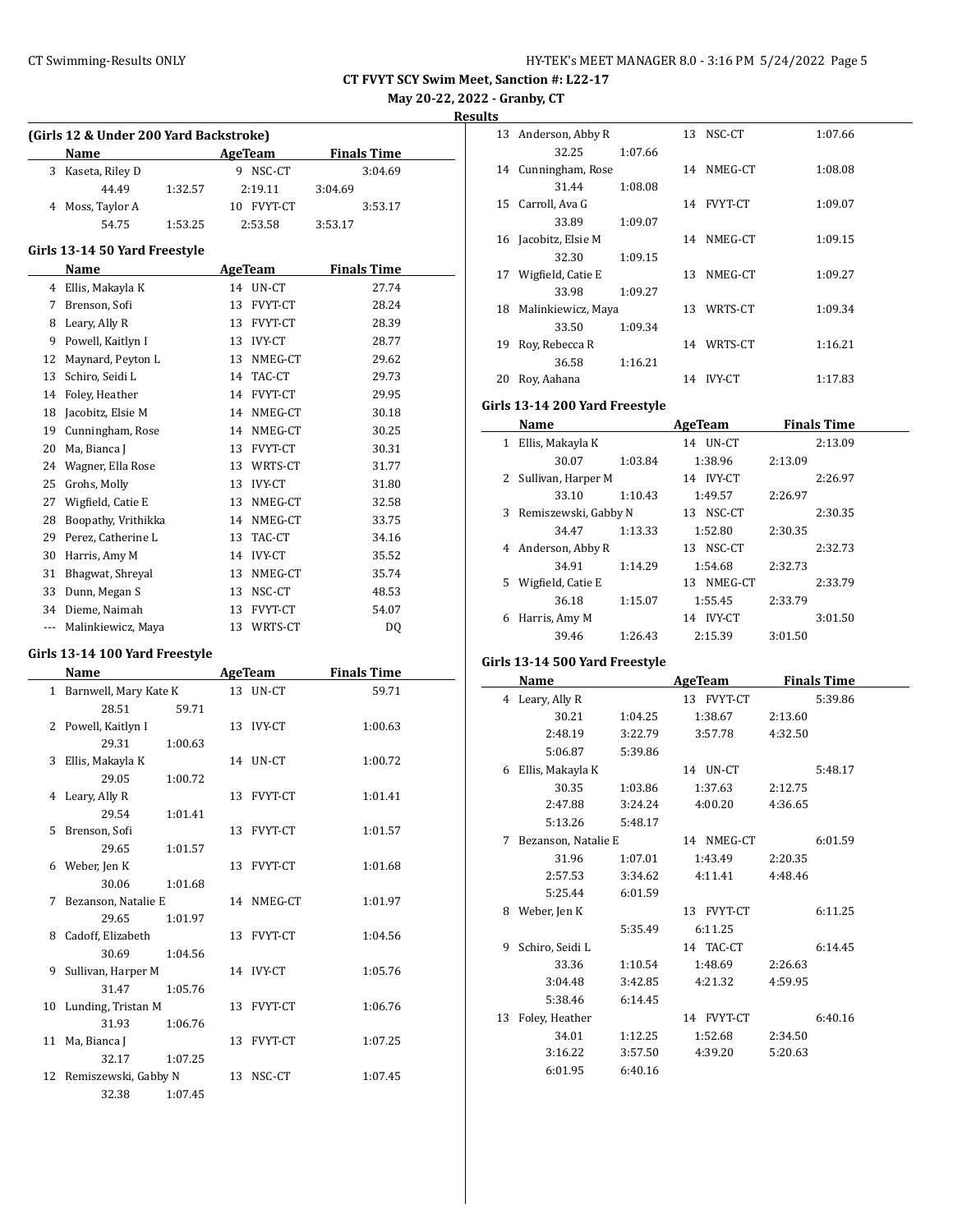**CT FVYT SCY Swim Meet, Sanction #: L22-17**

**May 20-22, 2022 - Granby, CT**

**Results**

### (Girls 12 & Under 200 Yard Backstroke)

| | Name | Age | Team | Finals Time |
|---|---|---|---|---|
| 3 | Kaseta, Riley D | 9 | NSC-CT | 3:04.69 |
| | 44.49 1:32.57 2:19.11 3:04.69 | | | |
| 4 | Moss, Taylor A | 10 | FVYT-CT | 3:53.17 |
| | 54.75 1:53.25 2:53.58 3:53.17 | | | |

### Girls 13-14 50 Yard Freestyle

| | Name | Age | Team | Finals Time |
|---|---|---|---|---|
| 4 | Ellis, Makayla K | 14 | UN-CT | 27.74 |
| 7 | Brenson, Sofi | 13 | FVYT-CT | 28.24 |
| 8 | Leary, Ally R | 13 | FVYT-CT | 28.39 |
| 9 | Powell, Kaitlyn I | 13 | IVY-CT | 28.77 |
| 12 | Maynard, Peyton L | 13 | NMEG-CT | 29.62 |
| 13 | Schiro, Seidi L | 14 | TAC-CT | 29.73 |
| 14 | Foley, Heather | 14 | FVYT-CT | 29.95 |
| 18 | Jacobitz, Elsie M | 14 | NMEG-CT | 30.18 |
| 19 | Cunningham, Rose | 14 | NMEG-CT | 30.25 |
| 20 | Ma, Bianca J | 13 | FVYT-CT | 30.31 |
| 24 | Wagner, Ella Rose | 13 | WRTS-CT | 31.77 |
| 25 | Grohs, Molly | 13 | IVY-CT | 31.80 |
| 27 | Wigfield, Catie E | 13 | NMEG-CT | 32.58 |
| 28 | Boopathy, Vrithikka | 14 | NMEG-CT | 33.75 |
| 29 | Perez, Catherine L | 13 | TAC-CT | 34.16 |
| 30 | Harris, Amy M | 14 | IVY-CT | 35.52 |
| 31 | Bhagwat, Shreyal | 13 | NMEG-CT | 35.74 |
| 33 | Dunn, Megan S | 13 | NSC-CT | 48.53 |
| 34 | Dieme, Naimah | 13 | FVYT-CT | 54.07 |
| --- | Malinkiewicz, Maya | 13 | WRTS-CT | DQ |

### Girls 13-14 100 Yard Freestyle

| | Name | Age | Team | Finals Time |
|---|---|---|---|---|
| 1 | Barnwell, Mary Kate K | 13 | UN-CT | 59.71 |
| | 28.51 59.71 | | | |
| 2 | Powell, Kaitlyn I | 13 | IVY-CT | 1:00.63 |
| | 29.31 1:00.63 | | | |
| 3 | Ellis, Makayla K | 14 | UN-CT | 1:00.72 |
| | 29.05 1:00.72 | | | |
| 4 | Leary, Ally R | 13 | FVYT-CT | 1:01.41 |
| | 29.54 1:01.41 | | | |
| 5 | Brenson, Sofi | 13 | FVYT-CT | 1:01.57 |
| | 29.65 1:01.57 | | | |
| 6 | Weber, Jen K | 13 | FVYT-CT | 1:01.68 |
| | 30.06 1:01.68 | | | |
| 7 | Bezanson, Natalie E | 14 | NMEG-CT | 1:01.97 |
| | 29.65 1:01.97 | | | |
| 8 | Cadoff, Elizabeth | 13 | FVYT-CT | 1:04.56 |
| | 30.69 1:04.56 | | | |
| 9 | Sullivan, Harper M | 14 | IVY-CT | 1:05.76 |
| | 31.47 1:05.76 | | | |
| 10 | Lunding, Tristan M | 13 | FVYT-CT | 1:06.76 |
| | 31.93 1:06.76 | | | |
| 11 | Ma, Bianca J | 13 | FVYT-CT | 1:07.25 |
| | 32.17 1:07.25 | | | |
| 12 | Remiszewski, Gabby N | 13 | NSC-CT | 1:07.45 |
| | 32.38 1:07.45 | | | |
| 13 | Anderson, Abby R | 13 | NSC-CT | 1:07.66 |
| | 32.25 1:07.66 | | | |
| 14 | Cunningham, Rose | 14 | NMEG-CT | 1:08.08 |
| | 31.44 1:08.08 | | | |
| 15 | Carroll, Ava G | 14 | FVYT-CT | 1:09.07 |
| | 33.89 1:09.07 | | | |
| 16 | Jacobitz, Elsie M | 14 | NMEG-CT | 1:09.15 |
| | 32.30 1:09.15 | | | |
| 17 | Wigfield, Catie E | 13 | NMEG-CT | 1:09.27 |
| | 33.98 1:09.27 | | | |
| 18 | Malinkiewicz, Maya | 13 | WRTS-CT | 1:09.34 |
| | 33.50 1:09.34 | | | |
| 19 | Roy, Rebecca R | 14 | WRTS-CT | 1:16.21 |
| | 36.58 1:16.21 | | | |
| 20 | Roy, Aahana | 14 | IVY-CT | 1:17.83 |

### Girls 13-14 200 Yard Freestyle

| | Name | Age | Team | Finals Time |
|---|---|---|---|---|
| 1 | Ellis, Makayla K | 14 | UN-CT | 2:13.09 |
| | 30.07 1:03.84 1:38.96 2:13.09 | | | |
| 2 | Sullivan, Harper M | 14 | IVY-CT | 2:26.97 |
| | 33.10 1:10.43 1:49.57 2:26.97 | | | |
| 3 | Remiszewski, Gabby N | 13 | NSC-CT | 2:30.35 |
| | 34.47 1:13.33 1:52.80 2:30.35 | | | |
| 4 | Anderson, Abby R | 13 | NSC-CT | 2:32.73 |
| | 34.91 1:14.29 1:54.68 2:32.73 | | | |
| 5 | Wigfield, Catie E | 13 | NMEG-CT | 2:33.79 |
| | 36.18 1:15.07 1:55.45 2:33.79 | | | |
| 6 | Harris, Amy M | 14 | IVY-CT | 3:01.50 |
| | 39.46 1:26.43 2:15.39 3:01.50 | | | |

### Girls 13-14 500 Yard Freestyle

| | Name | Age | Team | Finals Time |
|---|---|---|---|---|
| 4 | Leary, Ally R | 13 | FVYT-CT | 5:39.86 |
| | 30.21 1:04.25 1:38.67 2:13.60 | | | |
| | 2:48.19 3:22.79 3:57.78 4:32.50 | | | |
| | 5:06.87 5:39.86 | | | |
| 6 | Ellis, Makayla K | 14 | UN-CT | 5:48.17 |
| | 30.35 1:03.86 1:37.63 2:12.75 | | | |
| | 2:47.88 3:24.24 4:00.20 4:36.65 | | | |
| | 5:13.26 5:48.17 | | | |
| 7 | Bezanson, Natalie E | 14 | NMEG-CT | 6:01.59 |
| | 31.96 1:07.01 1:43.49 2:20.35 | | | |
| | 2:57.53 3:34.62 4:11.41 4:48.46 | | | |
| | 5:25.44 6:01.59 | | | |
| 8 | Weber, Jen K | 13 | FVYT-CT | 6:11.25 |
| | 5:35.49 6:11.25 | | | |
| 9 | Schiro, Seidi L | 14 | TAC-CT | 6:14.45 |
| | 33.36 1:10.54 1:48.69 2:26.63 | | | |
| | 3:04.48 3:42.85 4:21.32 4:59.95 | | | |
| | 5:38.46 6:14.45 | | | |
| 13 | Foley, Heather | 14 | FVYT-CT | 6:40.16 |
| | 34.01 1:12.25 1:52.68 2:34.50 | | | |
| | 3:16.22 3:57.50 4:39.20 5:20.63 | | | |
| | 6:01.95 6:40.16 | | | |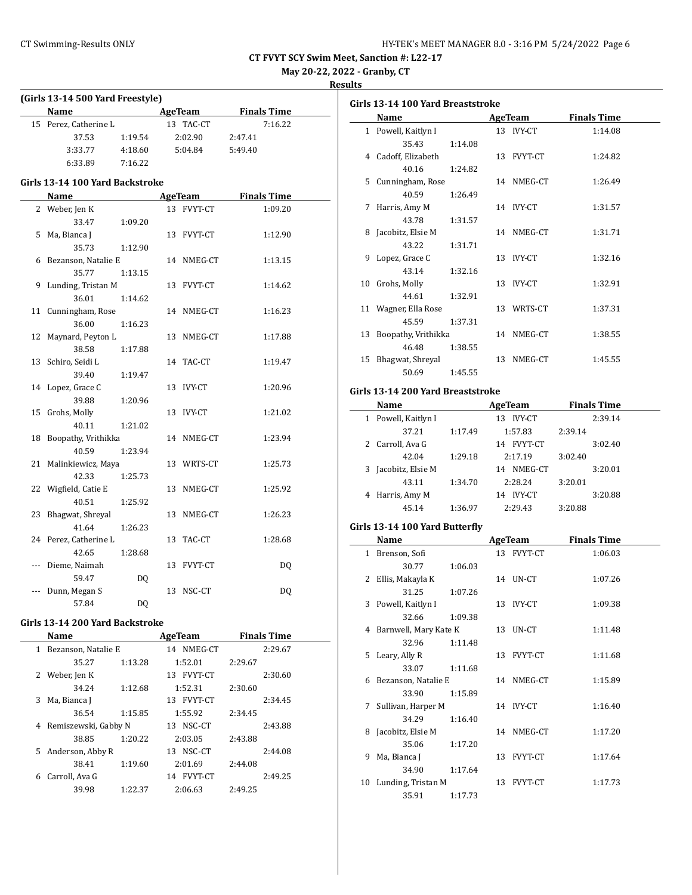**CT FVYT SCY Swim Meet, Sanction #: L22-17**

**May 20-22, 2022 - Granby, CT**

**Results**

### (Girls 13-14 500 Yard Freestyle)

| | Name | Age | Team | Finals Time |
|---|---|---|---|---|
| 15 | Perez, Catherine L | 13 | TAC-CT | 7:16.22 |
| | 37.53 | 1:19.54 | 2:02.90 | 2:47.41 |
| | 3:33.77 | 4:18.60 | 5:04.84 | 5:49.40 |
| | 6:33.89 | 7:16.22 | | |

### Girls 13-14 100 Yard Backstroke

| | Name | Age | Team | Finals Time |
|---|---|---|---|---|
| 2 | Weber, Jen K | 13 | FVYT-CT | 1:09.20 |
| | 33.47 | 1:09.20 | | |
| 5 | Ma, Bianca J | 13 | FVYT-CT | 1:12.90 |
| | 35.73 | 1:12.90 | | |
| 6 | Bezanson, Natalie E | 14 | NMEG-CT | 1:13.15 |
| | 35.77 | 1:13.15 | | |
| 9 | Lunding, Tristan M | 13 | FVYT-CT | 1:14.62 |
| | 36.01 | 1:14.62 | | |
| 11 | Cunningham, Rose | 14 | NMEG-CT | 1:16.23 |
| | 36.00 | 1:16.23 | | |
| 12 | Maynard, Peyton L | 13 | NMEG-CT | 1:17.88 |
| | 38.58 | 1:17.88 | | |
| 13 | Schiro, Seidi L | 14 | TAC-CT | 1:19.47 |
| | 39.40 | 1:19.47 | | |
| 14 | Lopez, Grace C | 13 | IVY-CT | 1:20.96 |
| | 39.88 | 1:20.96 | | |
| 15 | Grohs, Molly | 13 | IVY-CT | 1:21.02 |
| | 40.11 | 1:21.02 | | |
| 18 | Boopathy, Vrithikka | 14 | NMEG-CT | 1:23.94 |
| | 40.59 | 1:23.94 | | |
| 21 | Malinkiewicz, Maya | 13 | WRTS-CT | 1:25.73 |
| | 42.33 | 1:25.73 | | |
| 22 | Wigfield, Catie E | 13 | NMEG-CT | 1:25.92 |
| | 40.51 | 1:25.92 | | |
| 23 | Bhagwat, Shreyal | 13 | NMEG-CT | 1:26.23 |
| | 41.64 | 1:26.23 | | |
| 24 | Perez, Catherine L | 13 | TAC-CT | 1:28.68 |
| | 42.65 | 1:28.68 | | |
| --- | Dieme, Naimah | 13 | FVYT-CT | DQ |
| | 59.47 | DQ | | |
| --- | Dunn, Megan S | 13 | NSC-CT | DQ |
| | 57.84 | DQ | | |

### Girls 13-14 200 Yard Backstroke

| | Name | Age | Team | Finals Time |
|---|---|---|---|---|
| 1 | Bezanson, Natalie E | 14 | NMEG-CT | 2:29.67 |
| | 35.27 | 1:13.28 | 1:52.01 | 2:29.67 |
| 2 | Weber, Jen K | 13 | FVYT-CT | 2:30.60 |
| | 34.24 | 1:12.68 | 1:52.31 | 2:30.60 |
| 3 | Ma, Bianca J | 13 | FVYT-CT | 2:34.45 |
| | 36.54 | 1:15.85 | 1:55.92 | 2:34.45 |
| 4 | Remiszewski, Gabby N | 13 | NSC-CT | 2:43.88 |
| | 38.85 | 1:20.22 | 2:03.05 | 2:43.88 |
| 5 | Anderson, Abby R | 13 | NSC-CT | 2:44.08 |
| | 38.41 | 1:19.60 | 2:01.69 | 2:44.08 |
| 6 | Carroll, Ava G | 14 | FVYT-CT | 2:49.25 |
| | 39.98 | 1:22.37 | 2:06.63 | 2:49.25 |

### Girls 13-14 100 Yard Breaststroke

| | Name | Age | Team | Finals Time |
|---|---|---|---|---|
| 1 | Powell, Kaitlyn I | 13 | IVY-CT | 1:14.08 |
| | 35.43 | 1:14.08 | | |
| 4 | Cadoff, Elizabeth | 13 | FVYT-CT | 1:24.82 |
| | 40.16 | 1:24.82 | | |
| 5 | Cunningham, Rose | 14 | NMEG-CT | 1:26.49 |
| | 40.59 | 1:26.49 | | |
| 7 | Harris, Amy M | 14 | IVY-CT | 1:31.57 |
| | 43.78 | 1:31.57 | | |
| 8 | Jacobitz, Elsie M | 14 | NMEG-CT | 1:31.71 |
| | 43.22 | 1:31.71 | | |
| 9 | Lopez, Grace C | 13 | IVY-CT | 1:32.16 |
| | 43.14 | 1:32.16 | | |
| 10 | Grohs, Molly | 13 | IVY-CT | 1:32.91 |
| | 44.61 | 1:32.91 | | |
| 11 | Wagner, Ella Rose | 13 | WRTS-CT | 1:37.31 |
| | 45.59 | 1:37.31 | | |
| 13 | Boopathy, Vrithikka | 14 | NMEG-CT | 1:38.55 |
| | 46.48 | 1:38.55 | | |
| 15 | Bhagwat, Shreyal | 13 | NMEG-CT | 1:45.55 |
| | 50.69 | 1:45.55 | | |

### Girls 13-14 200 Yard Breaststroke

| | Name | Age | Team | Finals Time |
|---|---|---|---|---|
| 1 | Powell, Kaitlyn I | 13 | IVY-CT | 2:39.14 |
| | 37.21 | 1:17.49 | 1:57.83 | 2:39.14 |
| 2 | Carroll, Ava G | 14 | FVYT-CT | 3:02.40 |
| | 42.04 | 1:29.18 | 2:17.19 | 3:02.40 |
| 3 | Jacobitz, Elsie M | 14 | NMEG-CT | 3:20.01 |
| | 43.11 | 1:34.70 | 2:28.24 | 3:20.01 |
| 4 | Harris, Amy M | 14 | IVY-CT | 3:20.88 |
| | 45.14 | 1:36.97 | 2:29.43 | 3:20.88 |

### Girls 13-14 100 Yard Butterfly

| | Name | Age | Team | Finals Time |
|---|---|---|---|---|
| 1 | Brenson, Sofi | 13 | FVYT-CT | 1:06.03 |
| | 30.77 | 1:06.03 | | |
| 2 | Ellis, Makayla K | 14 | UN-CT | 1:07.26 |
| | 31.25 | 1:07.26 | | |
| 3 | Powell, Kaitlyn I | 13 | IVY-CT | 1:09.38 |
| | 32.66 | 1:09.38 | | |
| 4 | Barnwell, Mary Kate K | 13 | UN-CT | 1:11.48 |
| | 32.96 | 1:11.48 | | |
| 5 | Leary, Ally R | 13 | FVYT-CT | 1:11.68 |
| | 33.07 | 1:11.68 | | |
| 6 | Bezanson, Natalie E | 14 | NMEG-CT | 1:15.89 |
| | 33.90 | 1:15.89 | | |
| 7 | Sullivan, Harper M | 14 | IVY-CT | 1:16.40 |
| | 34.29 | 1:16.40 | | |
| 8 | Jacobitz, Elsie M | 14 | NMEG-CT | 1:17.20 |
| | 35.06 | 1:17.20 | | |
| 9 | Ma, Bianca J | 13 | FVYT-CT | 1:17.64 |
| | 34.90 | 1:17.64 | | |
| 10 | Lunding, Tristan M | 13 | FVYT-CT | 1:17.73 |
| | 35.91 | 1:17.73 | | |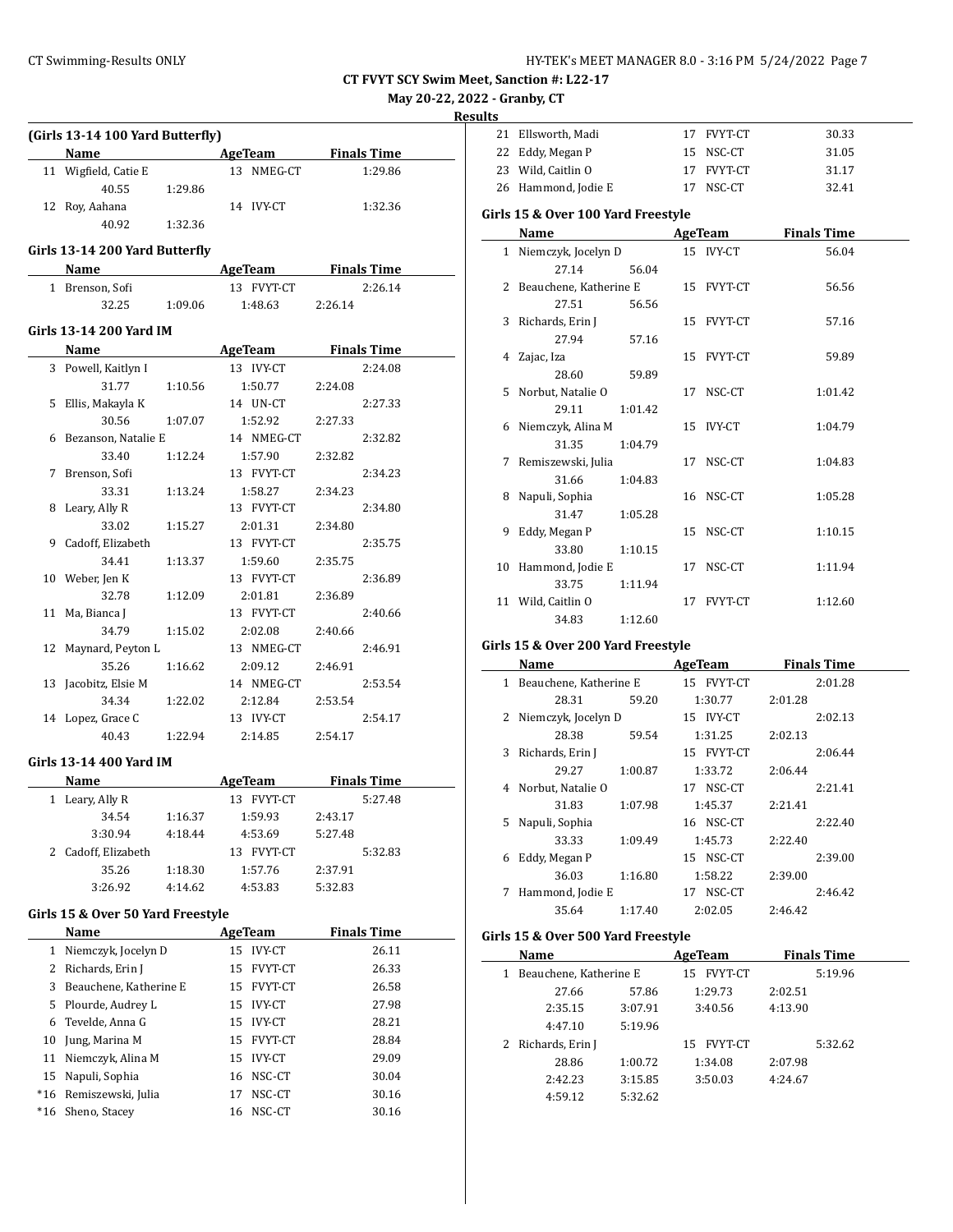CT FVYT SCY Swim Meet, Sanction #: L22-17

May 20-22, 2022 - Granby, CT

## Results

### (Girls 13-14 100 Yard Butterfly)

| | Name | Age | Team | Finals Time |
|---|---|---|---|---|
| 11 | Wigfield, Catie E | 13 | NMEG-CT | 1:29.86 |
| | 40.55 1:29.86 | | | |
| 12 | Roy, Aahana | 14 | IVY-CT | 1:32.36 |
| | 40.92 1:32.36 | | | |

### Girls 13-14 200 Yard Butterfly

| | Name | Age | Team | Finals Time |
|---|---|---|---|---|
| 1 | Brenson, Sofi | 13 | FVYT-CT | 2:26.14 |
| | 32.25 1:09.06 1:48.63 2:26.14 | | | |

### Girls 13-14 200 Yard IM

| | Name | Age | Team | Finals Time |
|---|---|---|---|---|
| 3 | Powell, Kaitlyn I | 13 | IVY-CT | 2:24.08 |
| | 31.77 1:10.56 1:50.77 2:24.08 | | | |
| 5 | Ellis, Makayla K | 14 | UN-CT | 2:27.33 |
| | 30.56 1:07.07 1:52.92 2:27.33 | | | |
| 6 | Bezanson, Natalie E | 14 | NMEG-CT | 2:32.82 |
| | 33.40 1:12.24 1:57.90 2:32.82 | | | |
| 7 | Brenson, Sofi | 13 | FVYT-CT | 2:34.23 |
| | 33.31 1:13.24 1:58.27 2:34.23 | | | |
| 8 | Leary, Ally R | 13 | FVYT-CT | 2:34.80 |
| | 33.02 1:15.27 2:01.31 2:34.80 | | | |
| 9 | Cadoff, Elizabeth | 13 | FVYT-CT | 2:35.75 |
| | 34.41 1:13.37 1:59.60 2:35.75 | | | |
| 10 | Weber, Jen K | 13 | FVYT-CT | 2:36.89 |
| | 32.78 1:12.09 2:01.81 2:36.89 | | | |
| 11 | Ma, Bianca J | 13 | FVYT-CT | 2:40.66 |
| | 34.79 1:15.02 2:02.08 2:40.66 | | | |
| 12 | Maynard, Peyton L | 13 | NMEG-CT | 2:46.91 |
| | 35.26 1:16.62 2:09.12 2:46.91 | | | |
| 13 | Jacobitz, Elsie M | 14 | NMEG-CT | 2:53.54 |
| | 34.34 1:22.02 2:12.84 2:53.54 | | | |
| 14 | Lopez, Grace C | 13 | IVY-CT | 2:54.17 |
| | 40.43 1:22.94 2:14.85 2:54.17 | | | |

### Girls 13-14 400 Yard IM

| | Name | Age | Team | Finals Time |
|---|---|---|---|---|
| 1 | Leary, Ally R | 13 | FVYT-CT | 5:27.48 |
| | 34.54 1:16.37 1:59.93 2:43.17 | | | |
| | 3:30.94 4:18.44 4:53.69 5:27.48 | | | |
| 2 | Cadoff, Elizabeth | 13 | FVYT-CT | 5:32.83 |
| | 35.26 1:18.30 1:57.76 2:37.91 | | | |
| | 3:26.92 4:14.62 4:53.83 5:32.83 | | | |

### Girls 15 & Over 50 Yard Freestyle

| | Name | Age | Team | Finals Time |
|---|---|---|---|---|
| 1 | Niemczyk, Jocelyn D | 15 | IVY-CT | 26.11 |
| 2 | Richards, Erin J | 15 | FVYT-CT | 26.33 |
| 3 | Beauchene, Katherine E | 15 | FVYT-CT | 26.58 |
| 5 | Plourde, Audrey L | 15 | IVY-CT | 27.98 |
| 6 | Tevelde, Anna G | 15 | IVY-CT | 28.21 |
| 10 | Jung, Marina M | 15 | FVYT-CT | 28.84 |
| 11 | Niemczyk, Alina M | 15 | IVY-CT | 29.09 |
| 15 | Napuli, Sophia | 16 | NSC-CT | 30.04 |
| *16 | Remiszewski, Julia | 17 | NSC-CT | 30.16 |
| *16 | Sheno, Stacey | 16 | NSC-CT | 30.16 |
| 21 | Ellsworth, Madi | 17 | FVYT-CT | 30.33 |
| 22 | Eddy, Megan P | 15 | NSC-CT | 31.05 |
| 23 | Wild, Caitlin O | 17 | FVYT-CT | 31.17 |
| 26 | Hammond, Jodie E | 17 | NSC-CT | 32.41 |

### Girls 15 & Over 100 Yard Freestyle

| | Name | Age | Team | Finals Time |
|---|---|---|---|---|
| 1 | Niemczyk, Jocelyn D | 15 | IVY-CT | 56.04 |
| | 27.14 56.04 | | | |
| 2 | Beauchene, Katherine E | 15 | FVYT-CT | 56.56 |
| | 27.51 56.56 | | | |
| 3 | Richards, Erin J | 15 | FVYT-CT | 57.16 |
| | 27.94 57.16 | | | |
| 4 | Zajac, Iza | 15 | FVYT-CT | 59.89 |
| | 28.60 59.89 | | | |
| 5 | Norbut, Natalie O | 17 | NSC-CT | 1:01.42 |
| | 29.11 1:01.42 | | | |
| 6 | Niemczyk, Alina M | 15 | IVY-CT | 1:04.79 |
| | 31.35 1:04.79 | | | |
| 7 | Remiszewski, Julia | 17 | NSC-CT | 1:04.83 |
| | 31.66 1:04.83 | | | |
| 8 | Napuli, Sophia | 16 | NSC-CT | 1:05.28 |
| | 31.47 1:05.28 | | | |
| 9 | Eddy, Megan P | 15 | NSC-CT | 1:10.15 |
| | 33.80 1:10.15 | | | |
| 10 | Hammond, Jodie E | 17 | NSC-CT | 1:11.94 |
| | 33.75 1:11.94 | | | |
| 11 | Wild, Caitlin O | 17 | FVYT-CT | 1:12.60 |
| | 34.83 1:12.60 | | | |

### Girls 15 & Over 200 Yard Freestyle

| | Name | Age | Team | Finals Time |
|---|---|---|---|---|
| 1 | Beauchene, Katherine E | 15 | FVYT-CT | 2:01.28 |
| | 28.31 59.20 1:30.77 2:01.28 | | | |
| 2 | Niemczyk, Jocelyn D | 15 | IVY-CT | 2:02.13 |
| | 28.38 59.54 1:31.25 2:02.13 | | | |
| 3 | Richards, Erin J | 15 | FVYT-CT | 2:06.44 |
| | 29.27 1:00.87 1:33.72 2:06.44 | | | |
| 4 | Norbut, Natalie O | 17 | NSC-CT | 2:21.41 |
| | 31.83 1:07.98 1:45.37 2:21.41 | | | |
| 5 | Napuli, Sophia | 16 | NSC-CT | 2:22.40 |
| | 33.33 1:09.49 1:45.73 2:22.40 | | | |
| 6 | Eddy, Megan P | 15 | NSC-CT | 2:39.00 |
| | 36.03 1:16.80 1:58.22 2:39.00 | | | |
| 7 | Hammond, Jodie E | 17 | NSC-CT | 2:46.42 |
| | 35.64 1:17.40 2:02.05 2:46.42 | | | |

### Girls 15 & Over 500 Yard Freestyle

| | Name | Age | Team | Finals Time |
|---|---|---|---|---|
| 1 | Beauchene, Katherine E | 15 | FVYT-CT | 5:19.96 |
| | 27.66 57.86 1:29.73 2:02.51 | | | |
| | 2:35.15 3:07.91 3:40.56 4:13.90 | | | |
| | 4:47.10 5:19.96 | | | |
| 2 | Richards, Erin J | 15 | FVYT-CT | 5:32.62 |
| | 28.86 1:00.72 1:34.08 2:07.98 | | | |
| | 2:42.23 3:15.85 3:50.03 4:24.67 | | | |
| | 4:59.12 5:32.62 | | | |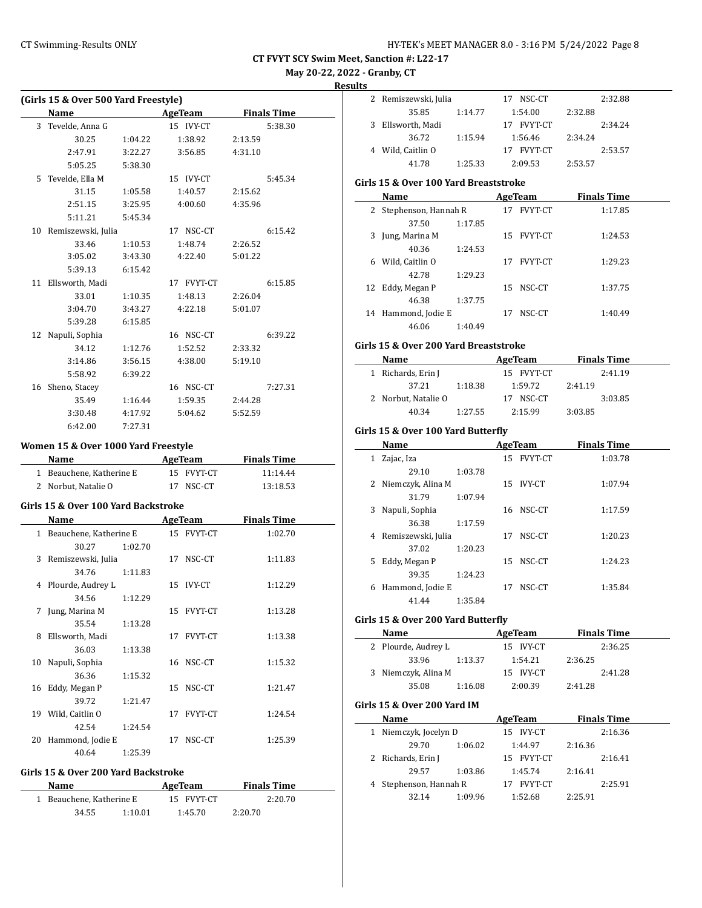## CT FVYT SCY Swim Meet, Sanction #: L22-17

**May 20-22, 2022 - Granby, CT**

**Results**

### (Girls 15 & Over 500 Yard Freestyle)

| | Name | Age | Team | Finals Time |
|---|---|---|---|---|
| 3 | Tevelde, Anna G | 15 | IVY-CT | 5:38.30 |
| | 30.25 1:04.22 1:38.92 2:13.59 2:47.91 3:22.27 3:56.85 4:31.10 5:05.25 5:38.30 | | | |
| 5 | Tevelde, Ella M | 15 | IVY-CT | 5:45.34 |
| | 31.15 1:05.58 1:40.57 2:15.62 2:51.15 3:25.95 4:00.60 4:35.96 5:11.21 5:45.34 | | | |
| 10 | Remiszewski, Julia | 17 | NSC-CT | 6:15.42 |
| | 33.46 1:10.53 1:48.74 2:26.52 3:05.02 3:43.30 4:22.40 5:01.22 5:39.13 6:15.42 | | | |
| 11 | Ellsworth, Madi | 17 | FVYT-CT | 6:15.85 |
| | 33.01 1:10.35 1:48.13 2:26.04 3:04.70 3:43.27 4:22.18 5:01.07 5:39.28 6:15.85 | | | |
| 12 | Napuli, Sophia | 16 | NSC-CT | 6:39.22 |
| | 34.12 1:12.76 1:52.52 2:33.32 3:14.86 3:56.15 4:38.00 5:19.10 5:58.92 6:39.22 | | | |
| 16 | Sheno, Stacey | 16 | NSC-CT | 7:27.31 |
| | 35.49 1:16.44 1:59.35 2:44.28 3:30.48 4:17.92 5:04.62 5:52.59 6:42.00 7:27.31 | | | |

### Women 15 & Over 1000 Yard Freestyle

| | Name | Age | Team | Finals Time |
|---|---|---|---|---|
| 1 | Beauchene, Katherine E | 15 | FVYT-CT | 11:14.44 |
| 2 | Norbut, Natalie O | 17 | NSC-CT | 13:18.53 |

### Girls 15 & Over 100 Yard Backstroke

| | Name | Age | Team | Finals Time |
|---|---|---|---|---|
| 1 | Beauchene, Katherine E | 15 | FVYT-CT | 1:02.70 |
| | 30.27 1:02.70 | | | |
| 3 | Remiszewski, Julia | 17 | NSC-CT | 1:11.83 |
| | 34.76 1:11.83 | | | |
| 4 | Plourde, Audrey L | 15 | IVY-CT | 1:12.29 |
| | 34.56 1:12.29 | | | |
| 7 | Jung, Marina M | 15 | FVYT-CT | 1:13.28 |
| | 35.54 1:13.28 | | | |
| 8 | Ellsworth, Madi | 17 | FVYT-CT | 1:13.38 |
| | 36.03 1:13.38 | | | |
| 10 | Napuli, Sophia | 16 | NSC-CT | 1:15.32 |
| | 36.36 1:15.32 | | | |
| 16 | Eddy, Megan P | 15 | NSC-CT | 1:21.47 |
| | 39.72 1:21.47 | | | |
| 19 | Wild, Caitlin O | 17 | FVYT-CT | 1:24.54 |
| | 42.54 1:24.54 | | | |
| 20 | Hammond, Jodie E | 17 | NSC-CT | 1:25.39 |
| | 40.64 1:25.39 | | | |

### Girls 15 & Over 200 Yard Backstroke

| | Name | Age | Team | Finals Time |
|---|---|---|---|---|
| 1 | Beauchene, Katherine E | 15 | FVYT-CT | 2:20.70 |
| | 34.55 1:10.01 1:45.70 2:20.70 | | | |
| 2 | Remiszewski, Julia | 17 | NSC-CT | 2:32.88 |
| | 35.85 1:14.77 1:54.00 2:32.88 | | | |
| 3 | Ellsworth, Madi | 17 | FVYT-CT | 2:34.24 |
| | 36.72 1:15.94 1:56.46 2:34.24 | | | |
| 4 | Wild, Caitlin O | 17 | FVYT-CT | 2:53.57 |
| | 41.78 1:25.33 2:09.53 2:53.57 | | | |

### Girls 15 & Over 100 Yard Breaststroke

| | Name | Age | Team | Finals Time |
|---|---|---|---|---|
| 2 | Stephenson, Hannah R | 17 | FVYT-CT | 1:17.85 |
| | 37.50 1:17.85 | | | |
| 3 | Jung, Marina M | 15 | FVYT-CT | 1:24.53 |
| | 40.36 1:24.53 | | | |
| 6 | Wild, Caitlin O | 17 | FVYT-CT | 1:29.23 |
| | 42.78 1:29.23 | | | |
| 12 | Eddy, Megan P | 15 | NSC-CT | 1:37.75 |
| | 46.38 1:37.75 | | | |
| 14 | Hammond, Jodie E | 17 | NSC-CT | 1:40.49 |
| | 46.06 1:40.49 | | | |

### Girls 15 & Over 200 Yard Breaststroke

| | Name | Age | Team | Finals Time |
|---|---|---|---|---|
| 1 | Richards, Erin J | 15 | FVYT-CT | 2:41.19 |
| | 37.21 1:18.38 1:59.72 2:41.19 | | | |
| 2 | Norbut, Natalie O | 17 | NSC-CT | 3:03.85 |
| | 40.34 1:27.55 2:15.99 3:03.85 | | | |

### Girls 15 & Over 100 Yard Butterfly

| | Name | Age | Team | Finals Time |
|---|---|---|---|---|
| 1 | Zajac, Iza | 15 | FVYT-CT | 1:03.78 |
| | 29.10 1:03.78 | | | |
| 2 | Niemczyk, Alina M | 15 | IVY-CT | 1:07.94 |
| | 31.79 1:07.94 | | | |
| 3 | Napuli, Sophia | 16 | NSC-CT | 1:17.59 |
| | 36.38 1:17.59 | | | |
| 4 | Remiszewski, Julia | 17 | NSC-CT | 1:20.23 |
| | 37.02 1:20.23 | | | |
| 5 | Eddy, Megan P | 15 | NSC-CT | 1:24.23 |
| | 39.35 1:24.23 | | | |
| 6 | Hammond, Jodie E | 17 | NSC-CT | 1:35.84 |
| | 41.44 1:35.84 | | | |

### Girls 15 & Over 200 Yard Butterfly

| | Name | Age | Team | Finals Time |
|---|---|---|---|---|
| 2 | Plourde, Audrey L | 15 | IVY-CT | 2:36.25 |
| | 33.96 1:13.37 1:54.21 2:36.25 | | | |
| 3 | Niemczyk, Alina M | 15 | IVY-CT | 2:41.28 |
| | 35.08 1:16.08 2:00.39 2:41.28 | | | |

### Girls 15 & Over 200 Yard IM

| | Name | Age | Team | Finals Time |
|---|---|---|---|---|
| 1 | Niemczyk, Jocelyn D | 15 | IVY-CT | 2:16.36 |
| | 29.70 1:06.02 1:44.97 2:16.36 | | | |
| 2 | Richards, Erin J | 15 | FVYT-CT | 2:16.41 |
| | 29.57 1:03.86 1:45.74 2:16.41 | | | |
| 4 | Stephenson, Hannah R | 17 | FVYT-CT | 2:25.91 |
| | 32.14 1:09.96 1:52.68 2:25.91 | | | |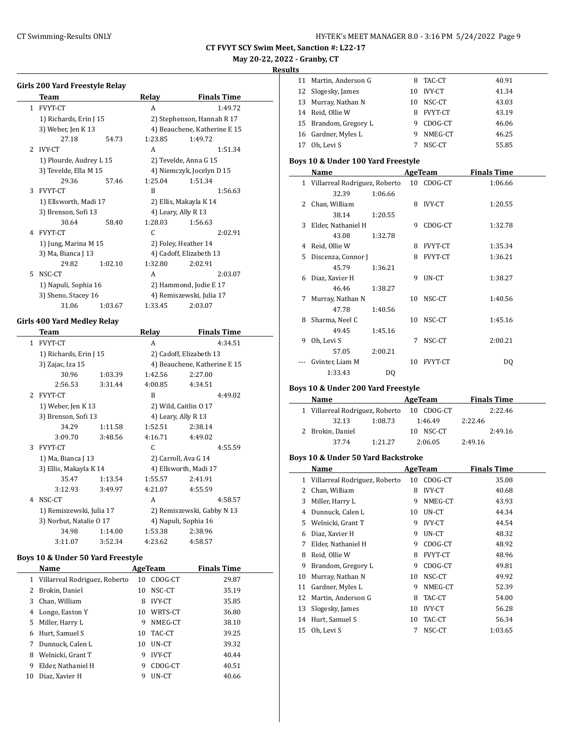**CT FVYT SCY Swim Meet, Sanction #: L22-17**

**May 20-22, 2022 - Granby, CT**

**Results**

### Girls 200 Yard Freestyle Relay

| | Team | Relay | Finals Time |
|---|---|---|---|
| 1 | FVYT-CT | A | 1:49.72 |
| | 1) Richards, Erin J 15 | 2) Stephenson, Hannah R 17 | |
| | 3) Weber, Jen K 13 | 4) Beauchene, Katherine E 15 | |
| | 27.18 54.73 | 1:23.85 1:49.72 | |
| 2 | IVY-CT | A | 1:51.34 |
| | 1) Plourde, Audrey L 15 | 2) Tevelde, Anna G 15 | |
| | 3) Tevelde, Ella M 15 | 4) Niemczyk, Jocelyn D 15 | |
| | 29.36 57.46 | 1:25.04 1:51.34 | |
| 3 | FVYT-CT | B | 1:56.63 |
| | 1) Ellsworth, Madi 17 | 2) Ellis, Makayla K 14 | |
| | 3) Brenson, Sofi 13 | 4) Leary, Ally R 13 | |
| | 30.64 58.40 | 1:28.03 1:56.63 | |
| 4 | FVYT-CT | C | 2:02.91 |
| | 1) Jung, Marina M 15 | 2) Foley, Heather 14 | |
| | 3) Ma, Bianca J 13 | 4) Cadoff, Elizabeth 13 | |
| | 29.82 1:02.10 | 1:32.80 2:02.91 | |
| 5 | NSC-CT | A | 2:03.07 |
| | 1) Napuli, Sophia 16 | 2) Hammond, Jodie E 17 | |
| | 3) Sheno, Stacey 16 | 4) Remiszewski, Julia 17 | |
| | 31.06 1:03.67 | 1:33.45 2:03.07 | |

### Girls 400 Yard Medley Relay

| | Team | Relay | Finals Time |
|---|---|---|---|
| 1 | FVYT-CT | A | 4:34.51 |
| | 1) Richards, Erin J 15 | 2) Cadoff, Elizabeth 13 | |
| | 3) Zajac, Iza 15 | 4) Beauchene, Katherine E 15 | |
| | 30.96 1:03.39 | 1:42.56 2:27.00 | |
| | 2:56.53 3:31.44 | 4:00.85 4:34.51 | |
| 2 | FVYT-CT | B | 4:49.02 |
| | 1) Weber, Jen K 13 | 2) Wild, Caitlin O 17 | |
| | 3) Brenson, Sofi 13 | 4) Leary, Ally R 13 | |
| | 34.29 1:11.58 | 1:52.51 2:38.14 | |
| | 3:09.70 3:48.56 | 4:16.71 4:49.02 | |
| 3 | FVYT-CT | C | 4:55.59 |
| | 1) Ma, Bianca J 13 | 2) Carroll, Ava G 14 | |
| | 3) Ellis, Makayla K 14 | 4) Ellsworth, Madi 17 | |
| | 35.47 1:13.54 | 1:55.57 2:41.91 | |
| | 3:12.93 3:49.97 | 4:21.07 4:55.59 | |
| 4 | NSC-CT | A | 4:58.57 |
| | 1) Remiszewski, Julia 17 | 2) Remiszewski, Gabby N 13 | |
| | 3) Norbut, Natalie O 17 | 4) Napuli, Sophia 16 | |
| | 34.98 1:14.00 | 1:53.38 2:38.96 | |
| | 3:11.07 3:52.34 | 4:23.62 4:58.57 | |

### Boys 10 & Under 50 Yard Freestyle

| | Name | Age | Team | Finals Time |
|---|---|---|---|---|
| 1 | Villarreal Rodriguez, Roberto | 10 | CDOG-CT | 29.87 |
| 2 | Brokin, Daniel | 10 | NSC-CT | 35.19 |
| 3 | Chan, William | 8 | IVY-CT | 35.85 |
| 4 | Longo, Easton Y | 10 | WRTS-CT | 36.80 |
| 5 | Miller, Harry L | 9 | NMEG-CT | 38.10 |
| 6 | Hurt, Samuel S | 10 | TAC-CT | 39.25 |
| 7 | Dunnuck, Calen L | 10 | UN-CT | 39.32 |
| 8 | Welnicki, Grant T | 9 | IVY-CT | 40.44 |
| 9 | Elder, Nathaniel H | 9 | CDOG-CT | 40.51 |
| 10 | Diaz, Xavier H | 9 | UN-CT | 40.66 |
| 11 | Martin, Anderson G | 8 | TAC-CT | 40.91 |
| 12 | Slogesky, James | 10 | IVY-CT | 41.34 |
| 13 | Murray, Nathan N | 10 | NSC-CT | 43.03 |
| 14 | Reid, Ollie W | 8 | FVYT-CT | 43.19 |
| 15 | Brandom, Gregory L | 9 | CDOG-CT | 46.06 |
| 16 | Gardner, Myles L | 9 | NMEG-CT | 46.25 |
| 17 | Oh, Levi S | 7 | NSC-CT | 55.85 |

### Boys 10 & Under 100 Yard Freestyle

| | Name | Age | Team | Finals Time |
|---|---|---|---|---|
| 1 | Villarreal Rodriguez, Roberto | 10 | CDOG-CT | 1:06.66 |
| | 32.39 1:06.66 | | | |
| 2 | Chan, William | 8 | IVY-CT | 1:20.55 |
| | 38.14 1:20.55 | | | |
| 3 | Elder, Nathaniel H | 9 | CDOG-CT | 1:32.78 |
| | 43.08 1:32.78 | | | |
| 4 | Reid, Ollie W | 8 | FVYT-CT | 1:35.34 |
| 5 | Discenza, Connor J | 8 | FVYT-CT | 1:36.21 |
| | 45.79 1:36.21 | | | |
| 6 | Diaz, Xavier H | 9 | UN-CT | 1:38.27 |
| | 46.46 1:38.27 | | | |
| 7 | Murray, Nathan N | 10 | NSC-CT | 1:40.56 |
| | 47.78 1:40.56 | | | |
| 8 | Sharma, Neel C | 10 | NSC-CT | 1:45.16 |
| | 49.45 1:45.16 | | | |
| 9 | Oh, Levi S | 7 | NSC-CT | 2:00.21 |
| | 57.05 2:00.21 | | | |
| --- | Gvinter, Liam M | 10 | FVYT-CT | DQ |
| | 1:33.43 DQ | | | |

### Boys 10 & Under 200 Yard Freestyle

| | Name | Age | Team | Finals Time |
|---|---|---|---|---|
| 1 | Villarreal Rodriguez, Roberto | 10 | CDOG-CT | 2:22.46 |
| | 32.13 1:08.73 | 1:46.49 | 2:22.46 | |
| 2 | Brokin, Daniel | 10 | NSC-CT | 2:49.16 |
| | 37.74 1:21.27 | 2:06.05 | 2:49.16 | |

### Boys 10 & Under 50 Yard Backstroke

| | Name | Age | Team | Finals Time |
|---|---|---|---|---|
| 1 | Villarreal Rodriguez, Roberto | 10 | CDOG-CT | 35.08 |
| 2 | Chan, William | 8 | IVY-CT | 40.68 |
| 3 | Miller, Harry L | 9 | NMEG-CT | 43.93 |
| 4 | Dunnuck, Calen L | 10 | UN-CT | 44.34 |
| 5 | Welnicki, Grant T | 9 | IVY-CT | 44.54 |
| 6 | Diaz, Xavier H | 9 | UN-CT | 48.32 |
| 7 | Elder, Nathaniel H | 9 | CDOG-CT | 48.92 |
| 8 | Reid, Ollie W | 8 | FVYT-CT | 48.96 |
| 9 | Brandom, Gregory L | 9 | CDOG-CT | 49.81 |
| 10 | Murray, Nathan N | 10 | NSC-CT | 49.92 |
| 11 | Gardner, Myles L | 9 | NMEG-CT | 52.39 |
| 12 | Martin, Anderson G | 8 | TAC-CT | 54.00 |
| 13 | Slogesky, James | 10 | IVY-CT | 56.28 |
| 14 | Hurt, Samuel S | 10 | TAC-CT | 56.34 |
| 15 | Oh, Levi S | 7 | NSC-CT | 1:03.65 |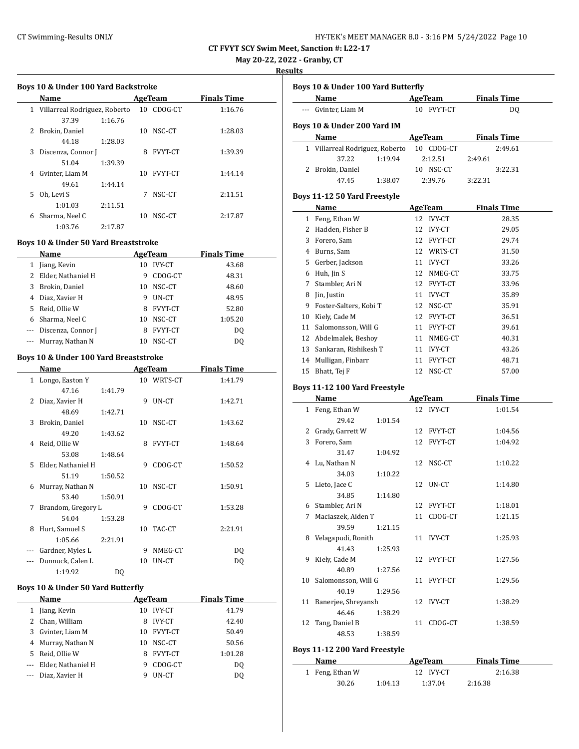**CT FVYT SCY Swim Meet, Sanction #: L22-17**

**May 20-22, 2022 - Granby, CT**

**Results**

### Boys 10 & Under 100 Yard Backstroke

| | Name | Age | Team | Finals Time |
|---|---|---|---|---|
| 1 | Villarreal Rodriguez, Roberto | 10 | CDOG-CT | 1:16.76 |
| | 37.39 1:16.76 | | | |
| 2 | Brokin, Daniel | 10 | NSC-CT | 1:28.03 |
| | 44.18 1:28.03 | | | |
| 3 | Discenza, Connor J | 8 | FVYT-CT | 1:39.39 |
| | 51.04 1:39.39 | | | |
| 4 | Gvinter, Liam M | 10 | FVYT-CT | 1:44.14 |
| | 49.61 1:44.14 | | | |
| 5 | Oh, Levi S | 7 | NSC-CT | 2:11.51 |
| | 1:01.03 2:11.51 | | | |
| 6 | Sharma, Neel C | 10 | NSC-CT | 2:17.87 |
| | 1:03.76 2:17.87 | | | |

### Boys 10 & Under 50 Yard Breaststroke

| | Name | Age | Team | Finals Time |
|---|---|---|---|---|
| 1 | Jiang, Kevin | 10 | IVY-CT | 43.68 |
| 2 | Elder, Nathaniel H | 9 | CDOG-CT | 48.31 |
| 3 | Brokin, Daniel | 10 | NSC-CT | 48.60 |
| 4 | Diaz, Xavier H | 9 | UN-CT | 48.95 |
| 5 | Reid, Ollie W | 8 | FVYT-CT | 52.80 |
| 6 | Sharma, Neel C | 10 | NSC-CT | 1:05.20 |
| --- | Discenza, Connor J | 8 | FVYT-CT | DQ |
| --- | Murray, Nathan N | 10 | NSC-CT | DQ |

### Boys 10 & Under 100 Yard Breaststroke

| | Name | Age | Team | Finals Time |
|---|---|---|---|---|
| 1 | Longo, Easton Y | 10 | WRTS-CT | 1:41.79 |
| | 47.16 1:41.79 | | | |
| 2 | Diaz, Xavier H | 9 | UN-CT | 1:42.71 |
| | 48.69 1:42.71 | | | |
| 3 | Brokin, Daniel | 10 | NSC-CT | 1:43.62 |
| | 49.20 1:43.62 | | | |
| 4 | Reid, Ollie W | 8 | FVYT-CT | 1:48.64 |
| | 53.08 1:48.64 | | | |
| 5 | Elder, Nathaniel H | 9 | CDOG-CT | 1:50.52 |
| | 51.19 1:50.52 | | | |
| 6 | Murray, Nathan N | 10 | NSC-CT | 1:50.91 |
| | 53.40 1:50.91 | | | |
| 7 | Brandom, Gregory L | 9 | CDOG-CT | 1:53.28 |
| | 54.04 1:53.28 | | | |
| 8 | Hurt, Samuel S | 10 | TAC-CT | 2:21.91 |
| | 1:05.66 2:21.91 | | | |
| --- | Gardner, Myles L | 9 | NMEG-CT | DQ |
| --- | Dunnuck, Calen L | 10 | UN-CT | DQ |
| | 1:19.92 DQ | | | |

### Boys 10 & Under 50 Yard Butterfly

| | Name | Age | Team | Finals Time |
|---|---|---|---|---|
| 1 | Jiang, Kevin | 10 | IVY-CT | 41.79 |
| 2 | Chan, William | 8 | IVY-CT | 42.40 |
| 3 | Gvinter, Liam M | 10 | FVYT-CT | 50.49 |
| 4 | Murray, Nathan N | 10 | NSC-CT | 50.56 |
| 5 | Reid, Ollie W | 8 | FVYT-CT | 1:01.28 |
| --- | Elder, Nathaniel H | 9 | CDOG-CT | DQ |
| --- | Diaz, Xavier H | 9 | UN-CT | DQ |

### Boys 10 & Under 100 Yard Butterfly

| | Name | Age | Team | Finals Time |
|---|---|---|---|---|
| --- | Gvinter, Liam M | 10 | FVYT-CT | DQ |

### Boys 10 & Under 200 Yard IM

| | Name | Age | Team | Finals Time |
|---|---|---|---|---|
| 1 | Villarreal Rodriguez, Roberto | 10 | CDOG-CT | 2:49.61 |
| | 37.22 1:19.94 2:12.51 2:49.61 | | | |
| 2 | Brokin, Daniel | 10 | NSC-CT | 3:22.31 |
| | 47.45 1:38.07 2:39.76 3:22.31 | | | |

### Boys 11-12 50 Yard Freestyle

| | Name | Age | Team | Finals Time |
|---|---|---|---|---|
| 1 | Feng, Ethan W | 12 | IVY-CT | 28.35 |
| 2 | Hadden, Fisher B | 12 | IVY-CT | 29.05 |
| 3 | Forero, Sam | 12 | FVYT-CT | 29.74 |
| 4 | Burns, Sam | 12 | WRTS-CT | 31.50 |
| 5 | Gerber, Jackson | 11 | IVY-CT | 33.26 |
| 6 | Huh, Jin S | 12 | NMEG-CT | 33.75 |
| 7 | Stambler, Ari N | 12 | FVYT-CT | 33.96 |
| 8 | Jin, Justin | 11 | IVY-CT | 35.89 |
| 9 | Foster-Salters, Kobi T | 12 | NSC-CT | 35.91 |
| 10 | Kiely, Cade M | 12 | FVYT-CT | 36.51 |
| 11 | Salomonsson, Will G | 11 | FVYT-CT | 39.61 |
| 12 | Abdelmalek, Beshoy | 11 | NMEG-CT | 40.31 |
| 13 | Sankaran, Rishikesh T | 11 | IVY-CT | 43.26 |
| 14 | Mulligan, Finbarr | 11 | FVYT-CT | 48.71 |
| 15 | Bhatt, Tej F | 12 | NSC-CT | 57.00 |

### Boys 11-12 100 Yard Freestyle

| | Name | Age | Team | Finals Time |
|---|---|---|---|---|
| 1 | Feng, Ethan W | 12 | IVY-CT | 1:01.54 |
| | 29.42 1:01.54 | | | |
| 2 | Grady, Garrett W | 12 | FVYT-CT | 1:04.56 |
| 3 | Forero, Sam | 12 | FVYT-CT | 1:04.92 |
| | 31.47 1:04.92 | | | |
| 4 | Lu, Nathan N | 12 | NSC-CT | 1:10.22 |
| | 34.03 1:10.22 | | | |
| 5 | Lieto, Jace C | 12 | UN-CT | 1:14.80 |
| | 34.85 1:14.80 | | | |
| 6 | Stambler, Ari N | 12 | FVYT-CT | 1:18.01 |
| 7 | Maciaszek, Aiden T | 11 | CDOG-CT | 1:21.15 |
| | 39.59 1:21.15 | | | |
| 8 | Velagapudi, Ronith | 11 | IVY-CT | 1:25.93 |
| | 41.43 1:25.93 | | | |
| 9 | Kiely, Cade M | 12 | FVYT-CT | 1:27.56 |
| | 40.89 1:27.56 | | | |
| 10 | Salomonsson, Will G | 11 | FVYT-CT | 1:29.56 |
| | 40.19 1:29.56 | | | |
| 11 | Banerjee, Shreyansh | 12 | IVY-CT | 1:38.29 |
| | 46.46 1:38.29 | | | |
| 12 | Tang, Daniel B | 11 | CDOG-CT | 1:38.59 |
| | 48.53 1:38.59 | | | |

### Boys 11-12 200 Yard Freestyle

| | Name | Age | Team | Finals Time |
|---|---|---|---|---|
| 1 | Feng, Ethan W | 12 | IVY-CT | 2:16.38 |
| | 30.26 1:04.13 1:37.04 2:16.38 | | | |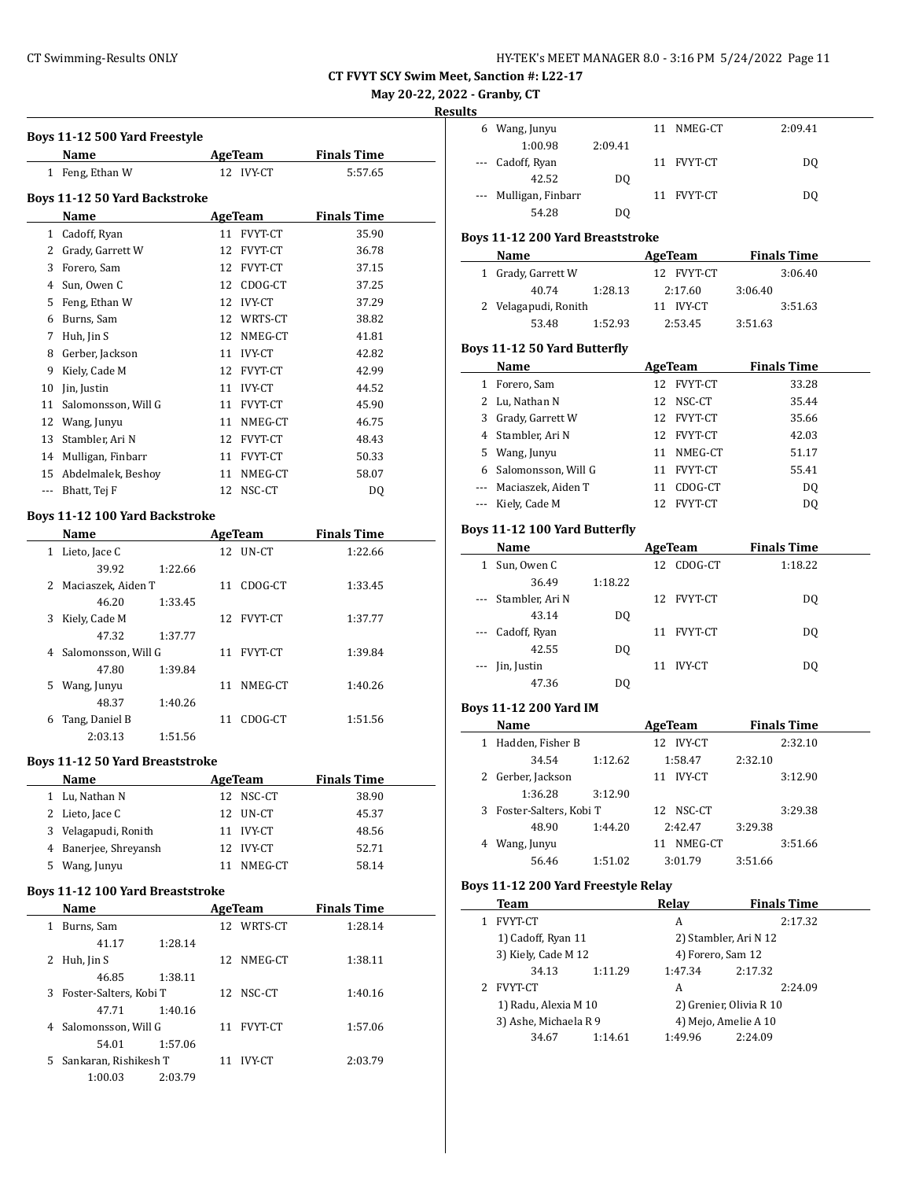# CT FVYT SCY Swim Meet, Sanction #: L22-17

**May 20-22, 2022 - Granby, CT**

**Results**

### Boys 11-12 500 Yard Freestyle

| | Name | Age | Team | Finals Time |
|---|---|---|---|---|
| 1 | Feng, Ethan W | 12 | IVY-CT | 5:57.65 |

### Boys 11-12 50 Yard Backstroke

| | Name | Age | Team | Finals Time |
|---|---|---|---|---|
| 1 | Cadoff, Ryan | 11 | FVYT-CT | 35.90 |
| 2 | Grady, Garrett W | 12 | FVYT-CT | 36.78 |
| 3 | Forero, Sam | 12 | FVYT-CT | 37.15 |
| 4 | Sun, Owen C | 12 | CDOG-CT | 37.25 |
| 5 | Feng, Ethan W | 12 | IVY-CT | 37.29 |
| 6 | Burns, Sam | 12 | WRTS-CT | 38.82 |
| 7 | Huh, Jin S | 12 | NMEG-CT | 41.81 |
| 8 | Gerber, Jackson | 11 | IVY-CT | 42.82 |
| 9 | Kiely, Cade M | 12 | FVYT-CT | 42.99 |
| 10 | Jin, Justin | 11 | IVY-CT | 44.52 |
| 11 | Salomonsson, Will G | 11 | FVYT-CT | 45.90 |
| 12 | Wang, Junyu | 11 | NMEG-CT | 46.75 |
| 13 | Stambler, Ari N | 12 | FVYT-CT | 48.43 |
| 14 | Mulligan, Finbarr | 11 | FVYT-CT | 50.33 |
| 15 | Abdelmalek, Beshoy | 11 | NMEG-CT | 58.07 |
| --- | Bhatt, Tej F | 12 | NSC-CT | DQ |

### Boys 11-12 100 Yard Backstroke

| | Name | Age | Team | Finals Time |
|---|---|---|---|---|
| 1 | Lieto, Jace C | 12 | UN-CT | 1:22.66 |
| | 39.92 1:22.66 | | | |
| 2 | Maciaszek, Aiden T | 11 | CDOG-CT | 1:33.45 |
| | 46.20 1:33.45 | | | |
| 3 | Kiely, Cade M | 12 | FVYT-CT | 1:37.77 |
| | 47.32 1:37.77 | | | |
| 4 | Salomonsson, Will G | 11 | FVYT-CT | 1:39.84 |
| | 47.80 1:39.84 | | | |
| 5 | Wang, Junyu | 11 | NMEG-CT | 1:40.26 |
| | 48.37 1:40.26 | | | |
| 6 | Tang, Daniel B | 11 | CDOG-CT | 1:51.56 |
| | 2:03.13 1:51.56 | | | |

### Boys 11-12 50 Yard Breaststroke

| | Name | Age | Team | Finals Time |
|---|---|---|---|---|
| 1 | Lu, Nathan N | 12 | NSC-CT | 38.90 |
| 2 | Lieto, Jace C | 12 | UN-CT | 45.37 |
| 3 | Velagapudi, Ronith | 11 | IVY-CT | 48.56 |
| 4 | Banerjee, Shreyansh | 12 | IVY-CT | 52.71 |
| 5 | Wang, Junyu | 11 | NMEG-CT | 58.14 |

### Boys 11-12 100 Yard Breaststroke

| | Name | Age | Team | Finals Time |
|---|---|---|---|---|
| 1 | Burns, Sam | 12 | WRTS-CT | 1:28.14 |
| | 41.17 1:28.14 | | | |
| 2 | Huh, Jin S | 12 | NMEG-CT | 1:38.11 |
| | 46.85 1:38.11 | | | |
| 3 | Foster-Salters, Kobi T | 12 | NSC-CT | 1:40.16 |
| | 47.71 1:40.16 | | | |
| 4 | Salomonsson, Will G | 11 | FVYT-CT | 1:57.06 |
| | 54.01 1:57.06 | | | |
| 5 | Sankaran, Rishikesh T | 11 | IVY-CT | 2:03.79 |
| | 1:00.03 2:03.79 | | | |
| 6 | Wang, Junyu | 11 | NMEG-CT | 2:09.41 |
| | 1:00.98 2:09.41 | | | |
| --- | Cadoff, Ryan | 11 | FVYT-CT | DQ |
| | 42.52 DQ | | | |
| --- | Mulligan, Finbarr | 11 | FVYT-CT | DQ |
| | 54.28 DQ | | | |

### Boys 11-12 200 Yard Breaststroke

| | Name | Age | Team | Finals Time |
|---|---|---|---|---|
| 1 | Grady, Garrett W | 12 | FVYT-CT | 3:06.40 |
| | 40.74 1:28.13 2:17.60 3:06.40 | | | |
| 2 | Velagapudi, Ronith | 11 | IVY-CT | 3:51.63 |
| | 53.48 1:52.93 2:53.45 3:51.63 | | | |

### Boys 11-12 50 Yard Butterfly

| | Name | Age | Team | Finals Time |
|---|---|---|---|---|
| 1 | Forero, Sam | 12 | FVYT-CT | 33.28 |
| 2 | Lu, Nathan N | 12 | NSC-CT | 35.44 |
| 3 | Grady, Garrett W | 12 | FVYT-CT | 35.66 |
| 4 | Stambler, Ari N | 12 | FVYT-CT | 42.03 |
| 5 | Wang, Junyu | 11 | NMEG-CT | 51.17 |
| 6 | Salomonsson, Will G | 11 | FVYT-CT | 55.41 |
| --- | Maciaszek, Aiden T | 11 | CDOG-CT | DQ |
| --- | Kiely, Cade M | 12 | FVYT-CT | DQ |

### Boys 11-12 100 Yard Butterfly

| | Name | Age | Team | Finals Time |
|---|---|---|---|---|
| 1 | Sun, Owen C | 12 | CDOG-CT | 1:18.22 |
| | 36.49 1:18.22 | | | |
| --- | Stambler, Ari N | 12 | FVYT-CT | DQ |
| | 43.14 DQ | | | |
| --- | Cadoff, Ryan | 11 | FVYT-CT | DQ |
| | 42.55 DQ | | | |
| --- | Jin, Justin | 11 | IVY-CT | DQ |
| | 47.36 DQ | | | |

### Boys 11-12 200 Yard IM

| | Name | Age | Team | Finals Time |
|---|---|---|---|---|
| 1 | Hadden, Fisher B | 12 | IVY-CT | 2:32.10 |
| | 34.54 1:12.62 1:58.47 2:32.10 | | | |
| 2 | Gerber, Jackson | 11 | IVY-CT | 3:12.90 |
| | 1:36.28 3:12.90 | | | |
| 3 | Foster-Salters, Kobi T | 12 | NSC-CT | 3:29.38 |
| | 48.90 1:44.20 2:42.47 3:29.38 | | | |
| 4 | Wang, Junyu | 11 | NMEG-CT | 3:51.66 |
| | 56.46 1:51.02 3:01.79 3:51.66 | | | |

### Boys 11-12 200 Yard Freestyle Relay

| | Team | Relay | Finals Time |
|---|---|---|---|
| 1 | FVYT-CT | A | 2:17.32 |
| | 1) Cadoff, Ryan 11 | 2) Stambler, Ari N 12 | |
| | 3) Kiely, Cade M 12 | 4) Forero, Sam 12 | |
| | 34.13 1:11.29 1:47.34 2:17.32 | | |
| 2 | FVYT-CT | A | 2:24.09 |
| | 1) Radu, Alexia M 10 | 2) Grenier, Olivia R 10 | |
| | 3) Ashe, Michaela R 9 | 4) Mejo, Amelie A 10 | |
| | 34.67 1:14.61 1:49.96 2:24.09 | | |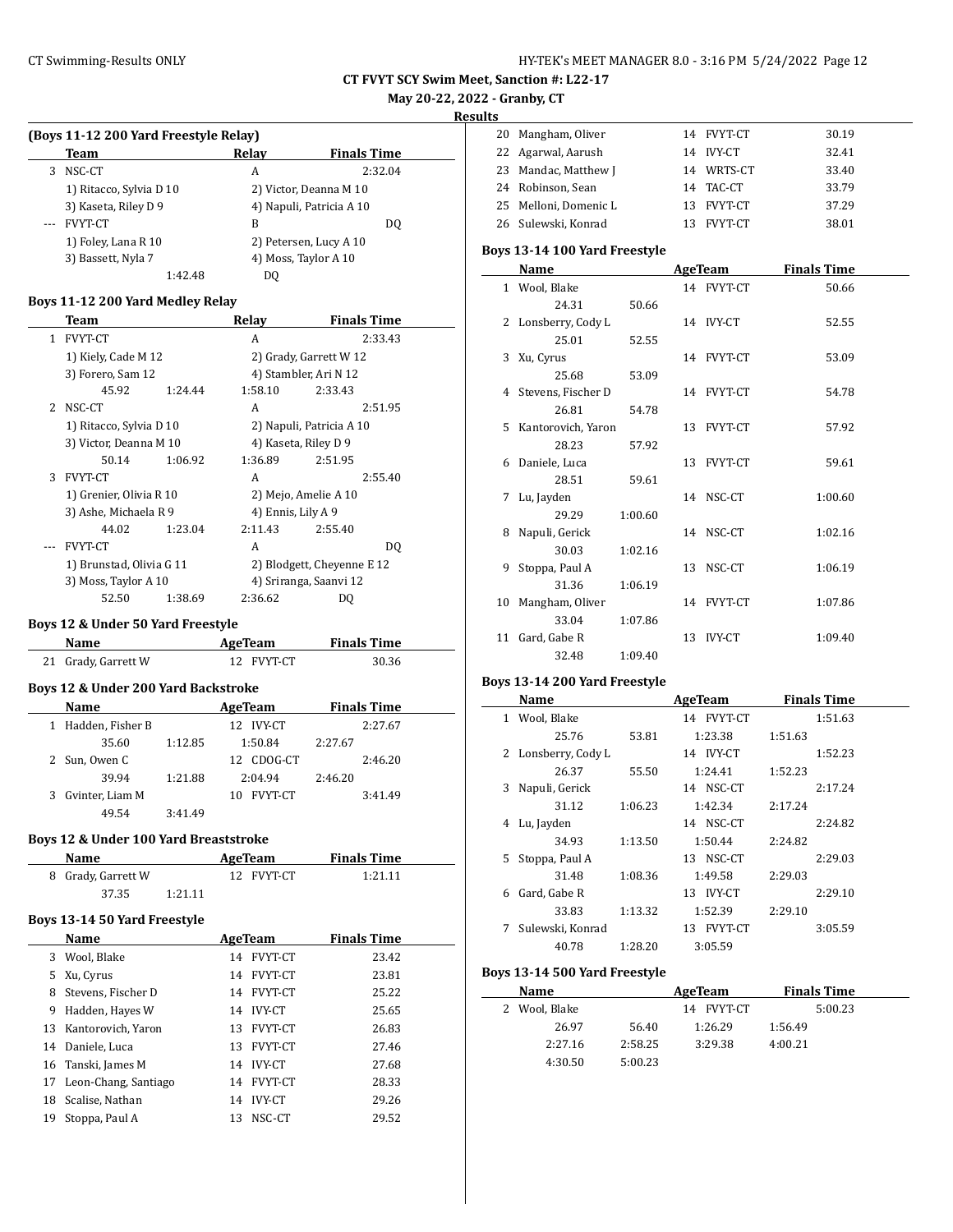**CT FVYT SCY Swim Meet, Sanction #: L22-17**

**May 20-22, 2022 - Granby, CT**

**Results**

### (Boys 11-12 200 Yard Freestyle Relay)

| | Team | Relay | Finals Time |
|---|---|---|---|
| 3 | NSC-CT | A | 2:32.04 |
| | 1) Ritacco, Sylvia D 10 | 2) Victor, Deanna M 10 | |
| | 3) Kaseta, Riley D 9 | 4) Napuli, Patricia A 10 | |
| --- | FVYT-CT | B | DQ |
| | 1) Foley, Lana R 10 | 2) Petersen, Lucy A 10 | |
| | 3) Bassett, Nyla 7 | 4) Moss, Taylor A 10 | |
| | 1:42.48 | DQ | |

### Boys 11-12 200 Yard Medley Relay

| | Team | Relay | Finals Time |
|---|---|---|---|
| 1 | FVYT-CT | A | 2:33.43 |
| | 1) Kiely, Cade M 12 | 2) Grady, Garrett W 12 | |
| | 3) Forero, Sam 12 | 4) Stambler, Ari N 12 | |
| | 45.92 1:24.44 | 1:58.10 2:33.43 | |
| 2 | NSC-CT | A | 2:51.95 |
| | 1) Ritacco, Sylvia D 10 | 2) Napuli, Patricia A 10 | |
| | 3) Victor, Deanna M 10 | 4) Kaseta, Riley D 9 | |
| | 50.14 1:06.92 | 1:36.89 2:51.95 | |
| 3 | FVYT-CT | A | 2:55.40 |
| | 1) Grenier, Olivia R 10 | 2) Mejo, Amelie A 10 | |
| | 3) Ashe, Michaela R 9 | 4) Ennis, Lily A 9 | |
| | 44.02 1:23.04 | 2:11.43 2:55.40 | |
| --- | FVYT-CT | A | DQ |
| | 1) Brunstad, Olivia G 11 | 2) Blodgett, Cheyenne E 12 | |
| | 3) Moss, Taylor A 10 | 4) Sriranga, Saanvi 12 | |
| | 52.50 1:38.69 | 2:36.62 DQ | |

### Boys 12 & Under 50 Yard Freestyle

| | Name | Age | Team | Finals Time |
|---|---|---|---|---|
| 21 | Grady, Garrett W | 12 | FVYT-CT | 30.36 |

### Boys 12 & Under 200 Yard Backstroke

| | Name | Age | Team | Finals Time |
|---|---|---|---|---|
| 1 | Hadden, Fisher B | 12 | IVY-CT | 2:27.67 |
| | 35.60 1:12.85 | | 1:50.84 2:27.67 | |
| 2 | Sun, Owen C | 12 | CDOG-CT | 2:46.20 |
| | 39.94 1:21.88 | | 2:04.94 2:46.20 | |
| 3 | Gvinter, Liam M | 10 | FVYT-CT | 3:41.49 |
| | 49.54 3:41.49 | | | |

### Boys 12 & Under 100 Yard Breaststroke

| | Name | Age | Team | Finals Time |
|---|---|---|---|---|
| 8 | Grady, Garrett W | 12 | FVYT-CT | 1:21.11 |
| | 37.35 1:21.11 | | | |

### Boys 13-14 50 Yard Freestyle

| | Name | Age | Team | Finals Time |
|---|---|---|---|---|
| 3 | Wool, Blake | 14 | FVYT-CT | 23.42 |
| 5 | Xu, Cyrus | 14 | FVYT-CT | 23.81 |
| 8 | Stevens, Fischer D | 14 | FVYT-CT | 25.22 |
| 9 | Hadden, Hayes W | 14 | IVY-CT | 25.65 |
| 13 | Kantorovich, Yaron | 13 | FVYT-CT | 26.83 |
| 14 | Daniele, Luca | 13 | FVYT-CT | 27.46 |
| 16 | Tanski, James M | 14 | IVY-CT | 27.68 |
| 17 | Leon-Chang, Santiago | 14 | FVYT-CT | 28.33 |
| 18 | Scalise, Nathan | 14 | IVY-CT | 29.26 |
| 19 | Stoppa, Paul A | 13 | NSC-CT | 29.52 |
| 20 | Mangham, Oliver | 14 | FVYT-CT | 30.19 |
| 22 | Agarwal, Aarush | 14 | IVY-CT | 32.41 |
| 23 | Mandac, Matthew J | 14 | WRTS-CT | 33.40 |
| 24 | Robinson, Sean | 14 | TAC-CT | 33.79 |
| 25 | Melloni, Domenic L | 13 | FVYT-CT | 37.29 |
| 26 | Sulewski, Konrad | 13 | FVYT-CT | 38.01 |

### Boys 13-14 100 Yard Freestyle

| | Name | Age | Team | Finals Time |
|---|---|---|---|---|
| 1 | Wool, Blake | 14 | FVYT-CT | 50.66 |
| | 24.31 50.66 | | | |
| 2 | Lonsberry, Cody L | 14 | IVY-CT | 52.55 |
| | 25.01 52.55 | | | |
| 3 | Xu, Cyrus | 14 | FVYT-CT | 53.09 |
| | 25.68 53.09 | | | |
| 4 | Stevens, Fischer D | 14 | FVYT-CT | 54.78 |
| | 26.81 54.78 | | | |
| 5 | Kantorovich, Yaron | 13 | FVYT-CT | 57.92 |
| | 28.23 57.92 | | | |
| 6 | Daniele, Luca | 13 | FVYT-CT | 59.61 |
| | 28.51 59.61 | | | |
| 7 | Lu, Jayden | 14 | NSC-CT | 1:00.60 |
| | 29.29 1:00.60 | | | |
| 8 | Napuli, Gerick | 14 | NSC-CT | 1:02.16 |
| | 30.03 1:02.16 | | | |
| 9 | Stoppa, Paul A | 13 | NSC-CT | 1:06.19 |
| | 31.36 1:06.19 | | | |
| 10 | Mangham, Oliver | 14 | FVYT-CT | 1:07.86 |
| | 33.04 1:07.86 | | | |
| 11 | Gard, Gabe R | 13 | IVY-CT | 1:09.40 |
| | 32.48 1:09.40 | | | |

### Boys 13-14 200 Yard Freestyle

| | Name | Age | Team | Finals Time |
|---|---|---|---|---|
| 1 | Wool, Blake | 14 | FVYT-CT | 1:51.63 |
| | 25.76 53.81 | | 1:23.38 1:51.63 | |
| 2 | Lonsberry, Cody L | 14 | IVY-CT | 1:52.23 |
| | 26.37 55.50 | | 1:24.41 1:52.23 | |
| 3 | Napuli, Gerick | 14 | NSC-CT | 2:17.24 |
| | 31.12 1:06.23 | | 1:42.34 2:17.24 | |
| 4 | Lu, Jayden | 14 | NSC-CT | 2:24.82 |
| | 34.93 1:13.50 | | 1:50.44 2:24.82 | |
| 5 | Stoppa, Paul A | 13 | NSC-CT | 2:29.03 |
| | 31.48 1:08.36 | | 1:49.58 2:29.03 | |
| 6 | Gard, Gabe R | 13 | IVY-CT | 2:29.10 |
| | 33.83 1:13.32 | | 1:52.39 2:29.10 | |
| 7 | Sulewski, Konrad | 13 | FVYT-CT | 3:05.59 |
| | 40.78 1:28.20 | | 3:05.59 | |

### Boys 13-14 500 Yard Freestyle

| | Name | Age | Team | Finals Time |
|---|---|---|---|---|
| 2 | Wool, Blake | 14 | FVYT-CT | 5:00.23 |
| | 26.97 56.40 | | 1:26.29 1:56.49 | |
| | 2:27.16 2:58.25 | | 3:29.38 4:00.21 | |
| | 4:30.50 5:00.23 | | | |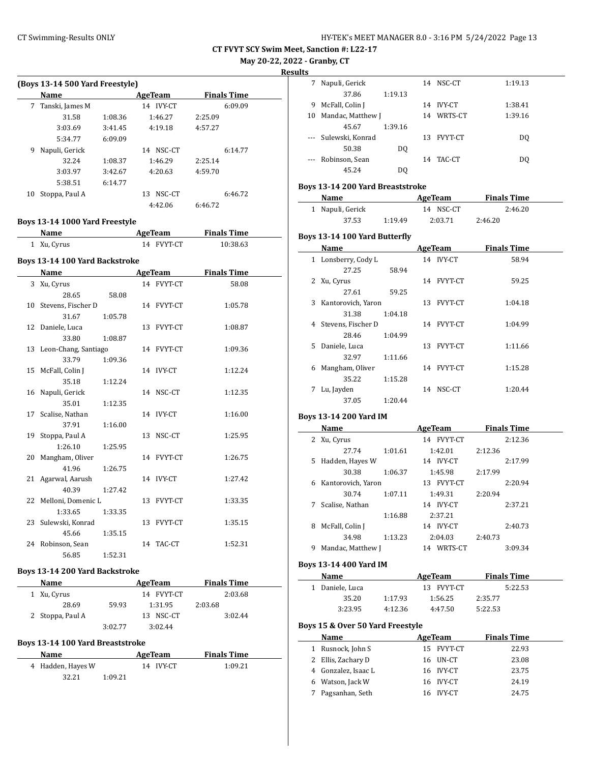## CT FVYT SCY Swim Meet, Sanction #: L22-17

**May 20-22, 2022 - Granby, CT**

**Results**

### (Boys 13-14 500 Yard Freestyle)

| | Name | AgeTeam | Finals Time |
|---|---|---|---|
| 7 | Tanski, James M | 14 IVY-CT | 6:09.09 |
| | 31.58 1:08.36 1:46.27 2:25.09 | | |
| | 3:03.69 3:41.45 4:19.18 4:57.27 | | |
| | 5:34.77 6:09.09 | | |
| 9 | Napuli, Gerick | 14 NSC-CT | 6:14.77 |
| | 32.24 1:08.37 1:46.29 2:25.14 | | |
| | 3:03.97 3:42.67 4:20.63 4:59.70 | | |
| | 5:38.51 6:14.77 | | |
| 10 | Stoppa, Paul A | 13 NSC-CT | 6:46.72 |
| | 4:42.06 6:46.72 | | |

### Boys 13-14 1000 Yard Freestyle

| | Name | AgeTeam | Finals Time |
|---|---|---|---|
| 1 | Xu, Cyrus | 14 FVYT-CT | 10:38.63 |

### Boys 13-14 100 Yard Backstroke

| | Name | AgeTeam | Finals Time |
|---|---|---|---|
| 3 | Xu, Cyrus | 14 FVYT-CT | 58.08 |
| | 28.65 58.08 | | |
| 10 | Stevens, Fischer D | 14 FVYT-CT | 1:05.78 |
| | 31.67 1:05.78 | | |
| 12 | Daniele, Luca | 13 FVYT-CT | 1:08.87 |
| | 33.80 1:08.87 | | |
| 13 | Leon-Chang, Santiago | 14 FVYT-CT | 1:09.36 |
| | 33.79 1:09.36 | | |
| 15 | McFall, Colin J | 14 IVY-CT | 1:12.24 |
| | 35.18 1:12.24 | | |
| 16 | Napuli, Gerick | 14 NSC-CT | 1:12.35 |
| | 35.01 1:12.35 | | |
| 17 | Scalise, Nathan | 14 IVY-CT | 1:16.00 |
| | 37.91 1:16.00 | | |
| 19 | Stoppa, Paul A | 13 NSC-CT | 1:25.95 |
| | 1:26.10 1:25.95 | | |
| 20 | Mangham, Oliver | 14 FVYT-CT | 1:26.75 |
| | 41.96 1:26.75 | | |
| 21 | Agarwal, Aarush | 14 IVY-CT | 1:27.42 |
| | 40.39 1:27.42 | | |
| 22 | Melloni, Domenic L | 13 FVYT-CT | 1:33.35 |
| | 1:33.65 1:33.35 | | |
| 23 | Sulewski, Konrad | 13 FVYT-CT | 1:35.15 |
| | 45.66 1:35.15 | | |
| 24 | Robinson, Sean | 14 TAC-CT | 1:52.31 |
| | 56.85 1:52.31 | | |

### Boys 13-14 200 Yard Backstroke

| | Name | AgeTeam | Finals Time |
|---|---|---|---|
| 1 | Xu, Cyrus | 14 FVYT-CT | 2:03.68 |
| | 28.69 59.93 1:31.95 2:03.68 | | |
| 2 | Stoppa, Paul A | 13 NSC-CT | 3:02.44 |
| | 3:02.77 3:02.44 | | |

### Boys 13-14 100 Yard Breaststroke

| | Name | AgeTeam | Finals Time |
|---|---|---|---|
| 4 | Hadden, Hayes W | 14 IVY-CT | 1:09.21 |
| | 32.21 1:09.21 | | |
| 7 | Napuli, Gerick | 14 NSC-CT | 1:19.13 |
| | 37.86 1:19.13 | | |
| 9 | McFall, Colin J | 14 IVY-CT | 1:38.41 |
| 10 | Mandac, Matthew J | 14 WRTS-CT | 1:39.16 |
| | 45.67 1:39.16 | | |
| --- | Sulewski, Konrad | 13 FVYT-CT | DQ |
| | 50.38 DQ | | |
| --- | Robinson, Sean | 14 TAC-CT | DQ |
| | 45.24 DQ | | |

### Boys 13-14 200 Yard Breaststroke

| | Name | AgeTeam | Finals Time |
|---|---|---|---|
| 1 | Napuli, Gerick | 14 NSC-CT | 2:46.20 |
| | 37.53 1:19.49 2:03.71 2:46.20 | | |

### Boys 13-14 100 Yard Butterfly

| | Name | AgeTeam | Finals Time |
|---|---|---|---|
| 1 | Lonsberry, Cody L | 14 IVY-CT | 58.94 |
| | 27.25 58.94 | | |
| 2 | Xu, Cyrus | 14 FVYT-CT | 59.25 |
| | 27.61 59.25 | | |
| 3 | Kantorovich, Yaron | 13 FVYT-CT | 1:04.18 |
| | 31.38 1:04.18 | | |
| 4 | Stevens, Fischer D | 14 FVYT-CT | 1:04.99 |
| | 28.46 1:04.99 | | |
| 5 | Daniele, Luca | 13 FVYT-CT | 1:11.66 |
| | 32.97 1:11.66 | | |
| 6 | Mangham, Oliver | 14 FVYT-CT | 1:15.28 |
| | 35.22 1:15.28 | | |
| 7 | Lu, Jayden | 14 NSC-CT | 1:20.44 |
| | 37.05 1:20.44 | | |

### Boys 13-14 200 Yard IM

| | Name | AgeTeam | Finals Time |
|---|---|---|---|
| 2 | Xu, Cyrus | 14 FVYT-CT | 2:12.36 |
| | 27.74 1:01.61 1:42.01 2:12.36 | | |
| 5 | Hadden, Hayes W | 14 IVY-CT | 2:17.99 |
| | 30.38 1:06.37 1:45.98 2:17.99 | | |
| 6 | Kantorovich, Yaron | 13 FVYT-CT | 2:20.94 |
| | 30.74 1:07.11 1:49.31 2:20.94 | | |
| 7 | Scalise, Nathan | 14 IVY-CT | 2:37.21 |
| | 1:16.88 2:37.21 | | |
| 8 | McFall, Colin J | 14 IVY-CT | 2:40.73 |
| | 34.98 1:13.23 2:04.03 2:40.73 | | |
| 9 | Mandac, Matthew J | 14 WRTS-CT | 3:09.34 |

### Boys 13-14 400 Yard IM

| | Name | AgeTeam | Finals Time |
|---|---|---|---|
| 1 | Daniele, Luca | 13 FVYT-CT | 5:22.53 |
| | 35.20 1:17.93 1:56.25 2:35.77 | | |
| | 3:23.95 4:12.36 4:47.50 5:22.53 | | |

### Boys 15 & Over 50 Yard Freestyle

| | Name | AgeTeam | Finals Time |
|---|---|---|---|
| 1 | Rusnock, John S | 15 FVYT-CT | 22.93 |
| 2 | Ellis, Zachary D | 16 UN-CT | 23.08 |
| 4 | Gonzalez, Isaac L | 16 IVY-CT | 23.75 |
| 6 | Watson, Jack W | 16 IVY-CT | 24.19 |
| 7 | Pagsanhan, Seth | 16 IVY-CT | 24.75 |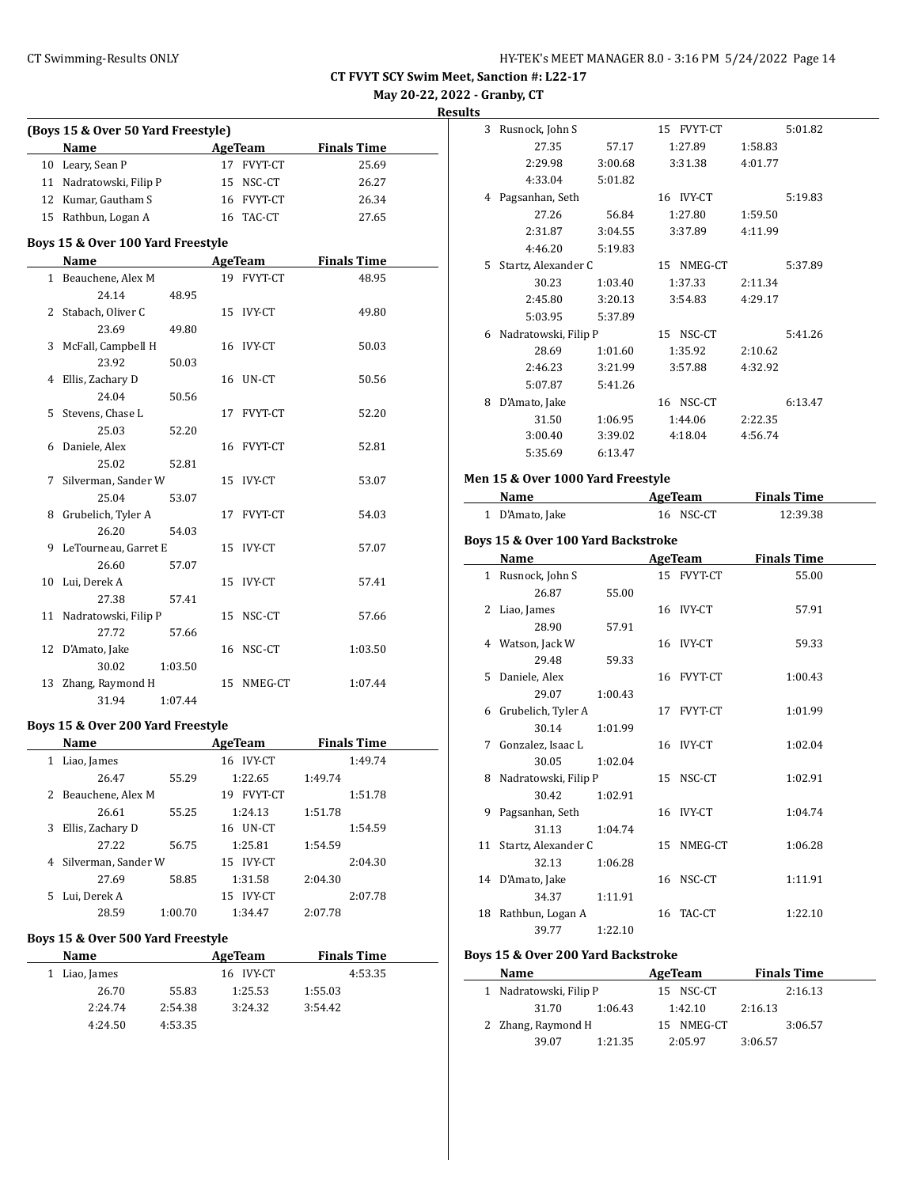# CT FVYT SCY Swim Meet, Sanction #: L22-17

**May 20-22, 2022 - Granby, CT**

**Results**

### (Boys 15 & Over 50 Yard Freestyle)

| | Name | Age | Team | Finals Time |
|---|---|---|---|---|
| 10 | Leary, Sean P | 17 | FVYT-CT | 25.69 |
| 11 | Nadratowski, Filip P | 15 | NSC-CT | 26.27 |
| 12 | Kumar, Gautham S | 16 | FVYT-CT | 26.34 |
| 15 | Rathbun, Logan A | 16 | TAC-CT | 27.65 |

### Boys 15 & Over 100 Yard Freestyle

| | Name | Age | Team | Finals Time |
|---|---|---|---|---|
| 1 | Beauchene, Alex M | 19 | FVYT-CT | 48.95 |
| | 24.14 | 48.95 | | |
| 2 | Stabach, Oliver C | 15 | IVY-CT | 49.80 |
| | 23.69 | 49.80 | | |
| 3 | McFall, Campbell H | 16 | IVY-CT | 50.03 |
| | 23.92 | 50.03 | | |
| 4 | Ellis, Zachary D | 16 | UN-CT | 50.56 |
| | 24.04 | 50.56 | | |
| 5 | Stevens, Chase L | 17 | FVYT-CT | 52.20 |
| | 25.03 | 52.20 | | |
| 6 | Daniele, Alex | 16 | FVYT-CT | 52.81 |
| | 25.02 | 52.81 | | |
| 7 | Silverman, Sander W | 15 | IVY-CT | 53.07 |
| | 25.04 | 53.07 | | |
| 8 | Grubelich, Tyler A | 17 | FVYT-CT | 54.03 |
| | 26.20 | 54.03 | | |
| 9 | LeTourneau, Garret E | 15 | IVY-CT | 57.07 |
| | 26.60 | 57.07 | | |
| 10 | Lui, Derek A | 15 | IVY-CT | 57.41 |
| | 27.38 | 57.41 | | |
| 11 | Nadratowski, Filip P | 15 | NSC-CT | 57.66 |
| | 27.72 | 57.66 | | |
| 12 | D'Amato, Jake | 16 | NSC-CT | 1:03.50 |
| | 30.02 | 1:03.50 | | |
| 13 | Zhang, Raymond H | 15 | NMEG-CT | 1:07.44 |
| | 31.94 | 1:07.44 | | |

### Boys 15 & Over 200 Yard Freestyle

| | Name | | Age | Team | Finals Time |
|---|---|---|---|---|---|
| 1 | Liao, James | | 16 | IVY-CT | 1:49.74 |
| | 26.47 | 55.29 | 1:22.65 | 1:49.74 | |
| 2 | Beauchene, Alex M | | 19 | FVYT-CT | 1:51.78 |
| | 26.61 | 55.25 | 1:24.13 | 1:51.78 | |
| 3 | Ellis, Zachary D | | 16 | UN-CT | 1:54.59 |
| | 27.22 | 56.75 | 1:25.81 | 1:54.59 | |
| 4 | Silverman, Sander W | | 15 | IVY-CT | 2:04.30 |
| | 27.69 | 58.85 | 1:31.58 | 2:04.30 | |
| 5 | Lui, Derek A | | 15 | IVY-CT | 2:07.78 |
| | 28.59 | 1:00.70 | 1:34.47 | 2:07.78 | |

### Boys 15 & Over 500 Yard Freestyle

| | Name | | Age | Team | Finals Time |
|---|---|---|---|---|---|
| 1 | Liao, James | | 16 | IVY-CT | 4:53.35 |
| | 26.70 | 55.83 | 1:25.53 | 1:55.03 | |
| | 2:24.74 | 2:54.38 | 3:24.32 | 3:54.42 | |
| | 4:24.50 | 4:53.35 | | | |
| 3 | Rusnock, John S | | 15 | FVYT-CT | 5:01.82 |
| | 27.35 | 57.17 | 1:27.89 | 1:58.83 | |
| | 2:29.98 | 3:00.68 | 3:31.38 | 4:01.77 | |
| | 4:33.04 | 5:01.82 | | | |
| 4 | Pagsanhan, Seth | | 16 | IVY-CT | 5:19.83 |
| | 27.26 | 56.84 | 1:27.80 | 1:59.50 | |
| | 2:31.87 | 3:04.55 | 3:37.89 | 4:11.99 | |
| | 4:46.20 | 5:19.83 | | | |
| 5 | Startz, Alexander C | | 15 | NMEG-CT | 5:37.89 |
| | 30.23 | 1:03.40 | 1:37.33 | 2:11.34 | |
| | 2:45.80 | 3:20.13 | 3:54.83 | 4:29.17 | |
| | 5:03.95 | 5:37.89 | | | |
| 6 | Nadratowski, Filip P | | 15 | NSC-CT | 5:41.26 |
| | 28.69 | 1:01.60 | 1:35.92 | 2:10.62 | |
| | 2:46.23 | 3:21.99 | 3:57.88 | 4:32.92 | |
| | 5:07.87 | 5:41.26 | | | |
| 8 | D'Amato, Jake | | 16 | NSC-CT | 6:13.47 |
| | 31.50 | 1:06.95 | 1:44.06 | 2:22.35 | |
| | 3:00.40 | 3:39.02 | 4:18.04 | 4:56.74 | |
| | 5:35.69 | 6:13.47 | | | |

### Men 15 & Over 1000 Yard Freestyle

| | Name | Age | Team | Finals Time |
|---|---|---|---|---|
| 1 | D'Amato, Jake | 16 | NSC-CT | 12:39.38 |

### Boys 15 & Over 100 Yard Backstroke

| | Name | Age | Team | Finals Time |
|---|---|---|---|---|
| 1 | Rusnock, John S | 15 | FVYT-CT | 55.00 |
| | 26.87 | 55.00 | | |
| 2 | Liao, James | 16 | IVY-CT | 57.91 |
| | 28.90 | 57.91 | | |
| 4 | Watson, Jack W | 16 | IVY-CT | 59.33 |
| | 29.48 | 59.33 | | |
| 5 | Daniele, Alex | 16 | FVYT-CT | 1:00.43 |
| | 29.07 | 1:00.43 | | |
| 6 | Grubelich, Tyler A | 17 | FVYT-CT | 1:01.99 |
| | 30.14 | 1:01.99 | | |
| 7 | Gonzalez, Isaac L | 16 | IVY-CT | 1:02.04 |
| | 30.05 | 1:02.04 | | |
| 8 | Nadratowski, Filip P | 15 | NSC-CT | 1:02.91 |
| | 30.42 | 1:02.91 | | |
| 9 | Pagsanhan, Seth | 16 | IVY-CT | 1:04.74 |
| | 31.13 | 1:04.74 | | |
| 11 | Startz, Alexander C | 15 | NMEG-CT | 1:06.28 |
| | 32.13 | 1:06.28 | | |
| 14 | D'Amato, Jake | 16 | NSC-CT | 1:11.91 |
| | 34.37 | 1:11.91 | | |
| 18 | Rathbun, Logan A | 16 | TAC-CT | 1:22.10 |
| | 39.77 | 1:22.10 | | |

### Boys 15 & Over 200 Yard Backstroke

| | Name | | Age | Team | Finals Time |
|---|---|---|---|---|---|
| 1 | Nadratowski, Filip P | | 15 | NSC-CT | 2:16.13 |
| | 31.70 | 1:06.43 | 1:42.10 | 2:16.13 | |
| 2 | Zhang, Raymond H | | 15 | NMEG-CT | 3:06.57 |
| | 39.07 | 1:21.35 | 2:05.97 | 3:06.57 | |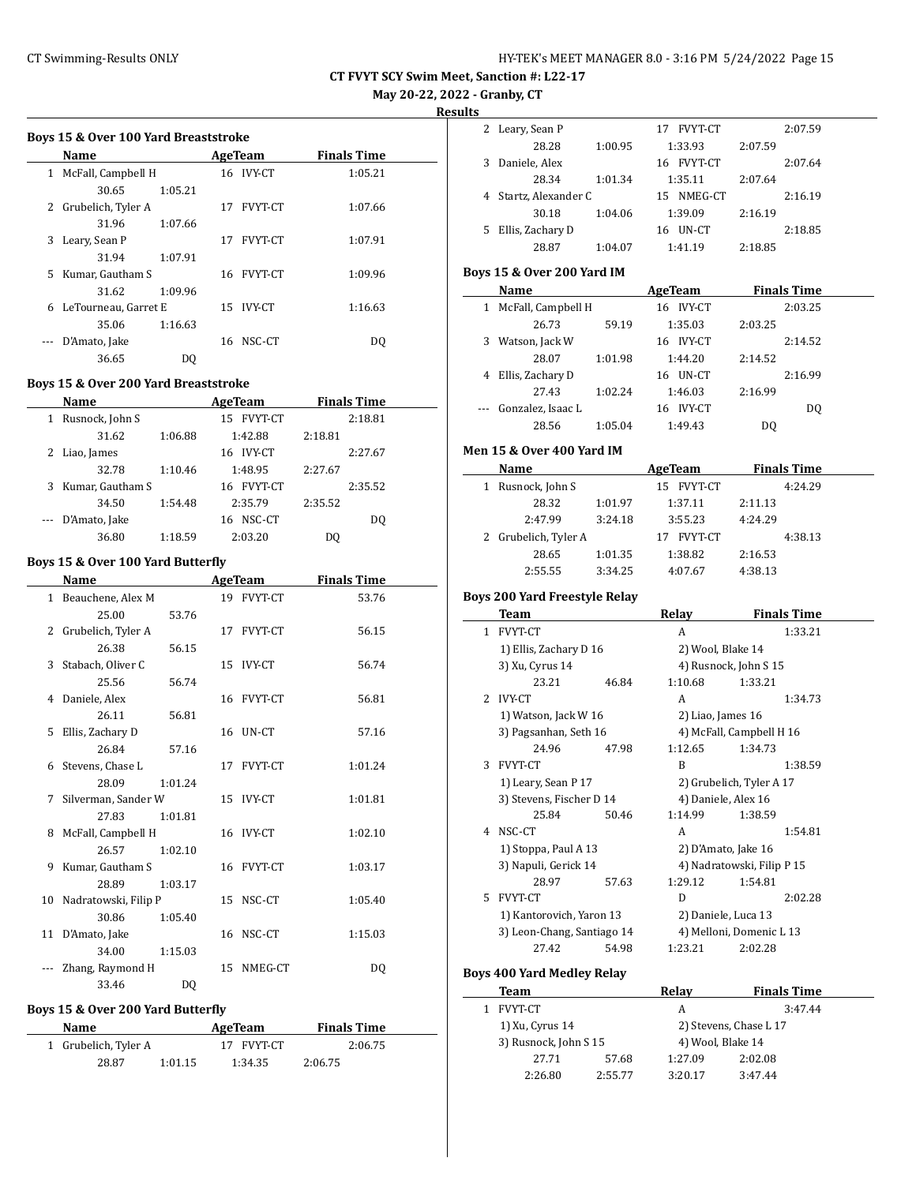# CT FVYT SCY Swim Meet, Sanction #: L22-17

**May 20-22, 2022 - Granby, CT**

**Results**

### Boys 15 & Over 100 Yard Breaststroke

| | Name | AgeTeam | Finals Time |
|---|---|---|---|
| 1 | McFall, Campbell H | 16 IVY-CT | 1:05.21 |
| | 30.65 1:05.21 | | |
| 2 | Grubelich, Tyler A | 17 FVYT-CT | 1:07.66 |
| | 31.96 1:07.66 | | |
| 3 | Leary, Sean P | 17 FVYT-CT | 1:07.91 |
| | 31.94 1:07.91 | | |
| 5 | Kumar, Gautham S | 16 FVYT-CT | 1:09.96 |
| | 31.62 1:09.96 | | |
| 6 | LeTourneau, Garret E | 15 IVY-CT | 1:16.63 |
| | 35.06 1:16.63 | | |
| --- | D'Amato, Jake | 16 NSC-CT | DQ |
| | 36.65 DQ | | |

### Boys 15 & Over 200 Yard Breaststroke

| | Name | AgeTeam | Finals Time |
|---|---|---|---|
| 1 | Rusnock, John S | 15 FVYT-CT | 2:18.81 |
| | 31.62 1:06.88 1:42.88 2:18.81 | | |
| 2 | Liao, James | 16 IVY-CT | 2:27.67 |
| | 32.78 1:10.46 1:48.95 2:27.67 | | |
| 3 | Kumar, Gautham S | 16 FVYT-CT | 2:35.52 |
| | 34.50 1:54.48 2:35.79 2:35.52 | | |
| --- | D'Amato, Jake | 16 NSC-CT | DQ |
| | 36.80 1:18.59 2:03.20 DQ | | |

### Boys 15 & Over 100 Yard Butterfly

| | Name | AgeTeam | Finals Time |
|---|---|---|---|
| 1 | Beauchene, Alex M | 19 FVYT-CT | 53.76 |
| | 25.00 53.76 | | |
| 2 | Grubelich, Tyler A | 17 FVYT-CT | 56.15 |
| | 26.38 56.15 | | |
| 3 | Stabach, Oliver C | 15 IVY-CT | 56.74 |
| | 25.56 56.74 | | |
| 4 | Daniele, Alex | 16 FVYT-CT | 56.81 |
| | 26.11 56.81 | | |
| 5 | Ellis, Zachary D | 16 UN-CT | 57.16 |
| | 26.84 57.16 | | |
| 6 | Stevens, Chase L | 17 FVYT-CT | 1:01.24 |
| | 28.09 1:01.24 | | |
| 7 | Silverman, Sander W | 15 IVY-CT | 1:01.81 |
| | 27.83 1:01.81 | | |
| 8 | McFall, Campbell H | 16 IVY-CT | 1:02.10 |
| | 26.57 1:02.10 | | |
| 9 | Kumar, Gautham S | 16 FVYT-CT | 1:03.17 |
| | 28.89 1:03.17 | | |
| 10 | Nadratowski, Filip P | 15 NSC-CT | 1:05.40 |
| | 30.86 1:05.40 | | |
| 11 | D'Amato, Jake | 16 NSC-CT | 1:15.03 |
| | 34.00 1:15.03 | | |
| --- | Zhang, Raymond H | 15 NMEG-CT | DQ |
| | 33.46 DQ | | |

### Boys 15 & Over 200 Yard Butterfly

| | Name | AgeTeam | Finals Time |
|---|---|---|---|
| 1 | Grubelich, Tyler A | 17 FVYT-CT | 2:06.75 |
| | 28.87 1:01.15 1:34.35 2:06.75 | | |
| 2 | Leary, Sean P | 17 FVYT-CT | 2:07.59 |
| | 28.28 1:00.95 1:33.93 2:07.59 | | |
| 3 | Daniele, Alex | 16 FVYT-CT | 2:07.64 |
| | 28.34 1:01.34 1:35.11 2:07.64 | | |
| 4 | Startz, Alexander C | 15 NMEG-CT | 2:16.19 |
| | 30.18 1:04.06 1:39.09 2:16.19 | | |
| 5 | Ellis, Zachary D | 16 UN-CT | 2:18.85 |
| | 28.87 1:04.07 1:41.19 2:18.85 | | |

### Boys 15 & Over 200 Yard IM

| | Name | AgeTeam | Finals Time |
|---|---|---|---|
| 1 | McFall, Campbell H | 16 IVY-CT | 2:03.25 |
| | 26.73 59.19 1:35.03 2:03.25 | | |
| 3 | Watson, Jack W | 16 IVY-CT | 2:14.52 |
| | 28.07 1:01.98 1:44.20 2:14.52 | | |
| 4 | Ellis, Zachary D | 16 UN-CT | 2:16.99 |
| | 27.43 1:02.24 1:46.03 2:16.99 | | |
| --- | Gonzalez, Isaac L | 16 IVY-CT | DQ |
| | 28.56 1:05.04 1:49.43 DQ | | |

### Men 15 & Over 400 Yard IM

| | Name | AgeTeam | Finals Time |
|---|---|---|---|
| 1 | Rusnock, John S | 15 FVYT-CT | 4:24.29 |
| | 28.32 1:01.97 1:37.11 2:11.13 | | |
| | 2:47.99 3:24.18 3:55.23 4:24.29 | | |
| 2 | Grubelich, Tyler A | 17 FVYT-CT | 4:38.13 |
| | 28.65 1:01.35 1:38.82 2:16.53 | | |
| | 2:55.55 3:34.25 4:07.67 4:38.13 | | |

### Boys 200 Yard Freestyle Relay

| | Team | Relay | Finals Time |
|---|---|---|---|
| 1 | FVYT-CT | A | 1:33.21 |
| | 1) Ellis, Zachary D 16 | 2) Wool, Blake 14 | |
| | 3) Xu, Cyrus 14 | 4) Rusnock, John S 15 | |
| | 23.21 46.84 1:10.68 1:33.21 | | |
| 2 | IVY-CT | A | 1:34.73 |
| | 1) Watson, Jack W 16 | 2) Liao, James 16 | |
| | 3) Pagsanhan, Seth 16 | 4) McFall, Campbell H 16 | |
| | 24.96 47.98 1:12.65 1:34.73 | | |
| 3 | FVYT-CT | B | 1:38.59 |
| | 1) Leary, Sean P 17 | 2) Grubelich, Tyler A 17 | |
| | 3) Stevens, Fischer D 14 | 4) Daniele, Alex 16 | |
| | 25.84 50.46 1:14.99 1:38.59 | | |
| 4 | NSC-CT | A | 1:54.81 |
| | 1) Stoppa, Paul A 13 | 2) D'Amato, Jake 16 | |
| | 3) Napuli, Gerick 14 | 4) Nadratowski, Filip P 15 | |
| | 28.97 57.63 1:29.12 1:54.81 | | |
| 5 | FVYT-CT | D | 2:02.28 |
| | 1) Kantorovich, Yaron 13 | 2) Daniele, Luca 13 | |
| | 3) Leon-Chang, Santiago 14 | 4) Melloni, Domenic L 13 | |
| | 27.42 54.98 1:23.21 2:02.28 | | |

### Boys 400 Yard Medley Relay

| | Team | Relay | Finals Time |
|---|---|---|---|
| 1 | FVYT-CT | A | 3:47.44 |
| | 1) Xu, Cyrus 14 | 2) Stevens, Chase L 17 | |
| | 3) Rusnock, John S 15 | 4) Wool, Blake 14 | |
| | 27.71 57.68 1:27.09 2:02.08 | | |
| | 2:26.80 2:55.77 3:20.17 3:47.44 | | |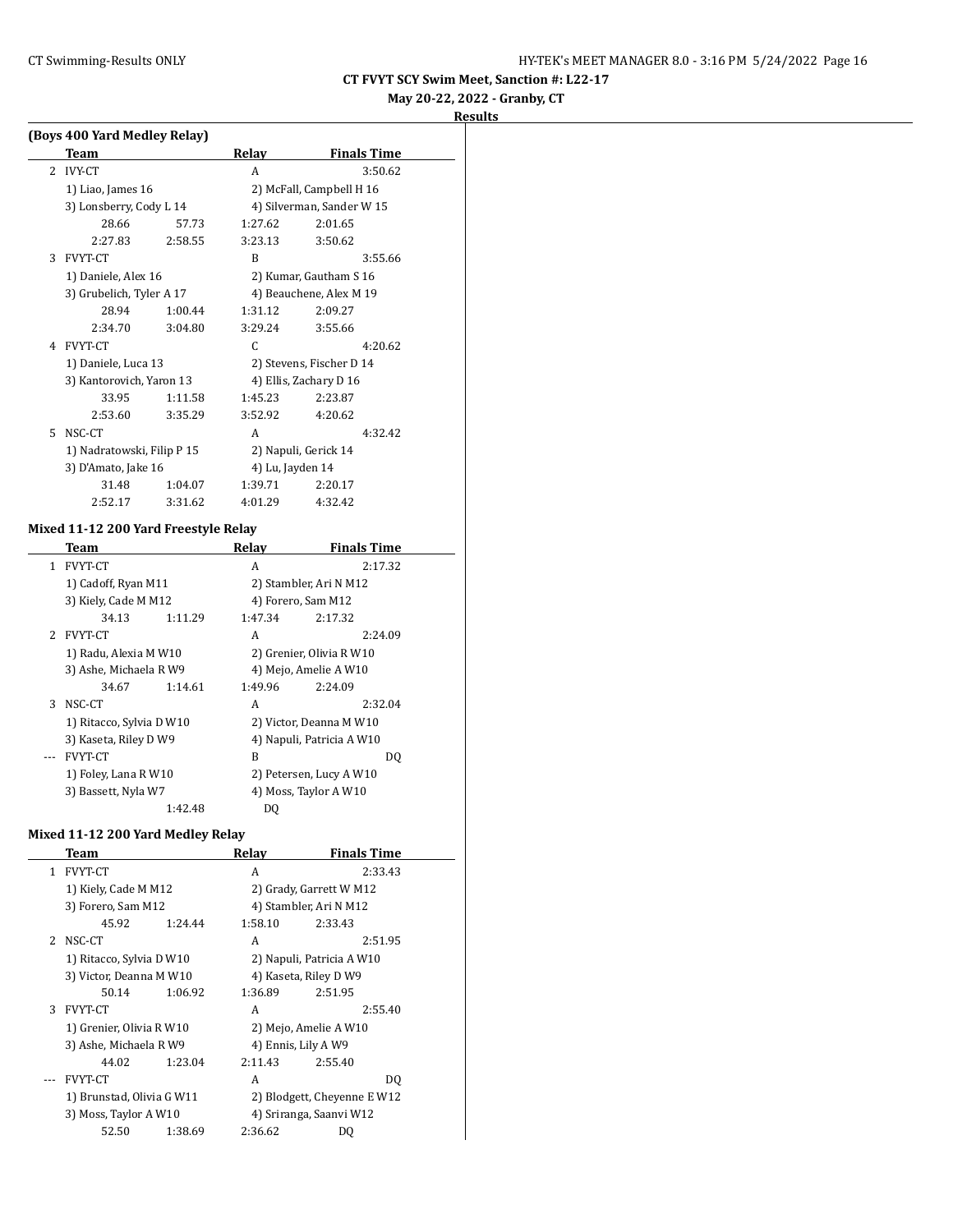**(Boys 400 Yard Medley Relay)**

| | Team | Relay | Finals Time |
|---|---|---|---|
| 2 | IVY-CT | A | 3:50.62 |
| | 1) Liao, James 16 | 2) McFall, Campbell H 16 | |
| | 3) Lonsberry, Cody L 14 | 4) Silverman, Sander W 15 | |
| | 28.66 57.73 | 1:27.62 2:01.65 | |
| | 2:27.83 2:58.55 | 3:23.13 3:50.62 | |
| 3 | FVYT-CT | B | 3:55.66 |
| | 1) Daniele, Alex 16 | 2) Kumar, Gautham S 16 | |
| | 3) Grubelich, Tyler A 17 | 4) Beauchene, Alex M 19 | |
| | 28.94 1:00.44 | 1:31.12 2:09.27 | |
| | 2:34.70 3:04.80 | 3:29.24 3:55.66 | |
| 4 | FVYT-CT | C | 4:20.62 |
| | 1) Daniele, Luca 13 | 2) Stevens, Fischer D 14 | |
| | 3) Kantorovich, Yaron 13 | 4) Ellis, Zachary D 16 | |
| | 33.95 1:11.58 | 1:45.23 2:23.87 | |
| | 2:53.60 3:35.29 | 3:52.92 4:20.62 | |
| 5 | NSC-CT | A | 4:32.42 |
| | 1) Nadratowski, Filip P 15 | 2) Napuli, Gerick 14 | |
| | 3) D'Amato, Jake 16 | 4) Lu, Jayden 14 | |
| | 31.48 1:04.07 | 1:39.71 2:20.17 | |
| | 2:52.17 3:31.62 | 4:01.29 4:32.42 | |

**Mixed 11-12 200 Yard Freestyle Relay**

| | Team | Relay | Finals Time |
|---|---|---|---|
| 1 | FVYT-CT | A | 2:17.32 |
| | 1) Cadoff, Ryan M11 | 2) Stambler, Ari N M12 | |
| | 3) Kiely, Cade M M12 | 4) Forero, Sam M12 | |
| | 34.13 1:11.29 | 1:47.34 2:17.32 | |
| 2 | FVYT-CT | A | 2:24.09 |
| | 1) Radu, Alexia M W10 | 2) Grenier, Olivia R W10 | |
| | 3) Ashe, Michaela R W9 | 4) Mejo, Amelie A W10 | |
| | 34.67 1:14.61 | 1:49.96 2:24.09 | |
| 3 | NSC-CT | A | 2:32.04 |
| | 1) Ritacco, Sylvia D W10 | 2) Victor, Deanna M W10 | |
| | 3) Kaseta, Riley D W9 | 4) Napuli, Patricia A W10 | |
| --- | FVYT-CT | B | DQ |
| | 1) Foley, Lana R W10 | 2) Petersen, Lucy A W10 | |
| | 3) Bassett, Nyla W7 | 4) Moss, Taylor A W10 | |
| | 1:42.48 | DQ | |

**Mixed 11-12 200 Yard Medley Relay**

| | Team | Relay | Finals Time |
|---|---|---|---|
| 1 | FVYT-CT | A | 2:33.43 |
| | 1) Kiely, Cade M M12 | 2) Grady, Garrett W M12 | |
| | 3) Forero, Sam M12 | 4) Stambler, Ari N M12 | |
| | 45.92 1:24.44 | 1:58.10 2:33.43 | |
| 2 | NSC-CT | A | 2:51.95 |
| | 1) Ritacco, Sylvia D W10 | 2) Napuli, Patricia A W10 | |
| | 3) Victor, Deanna M W10 | 4) Kaseta, Riley D W9 | |
| | 50.14 1:06.92 | 1:36.89 2:51.95 | |
| 3 | FVYT-CT | A | 2:55.40 |
| | 1) Grenier, Olivia R W10 | 2) Mejo, Amelie A W10 | |
| | 3) Ashe, Michaela R W9 | 4) Ennis, Lily A W9 | |
| | 44.02 1:23.04 | 2:11.43 2:55.40 | |
| --- | FVYT-CT | A | DQ |
| | 1) Brunstad, Olivia G W11 | 2) Blodgett, Cheyenne E W12 | |
| | 3) Moss, Taylor A W10 | 4) Sriranga, Saanvi W12 | |
| | 52.50 1:38.69 | 2:36.62 DQ | |